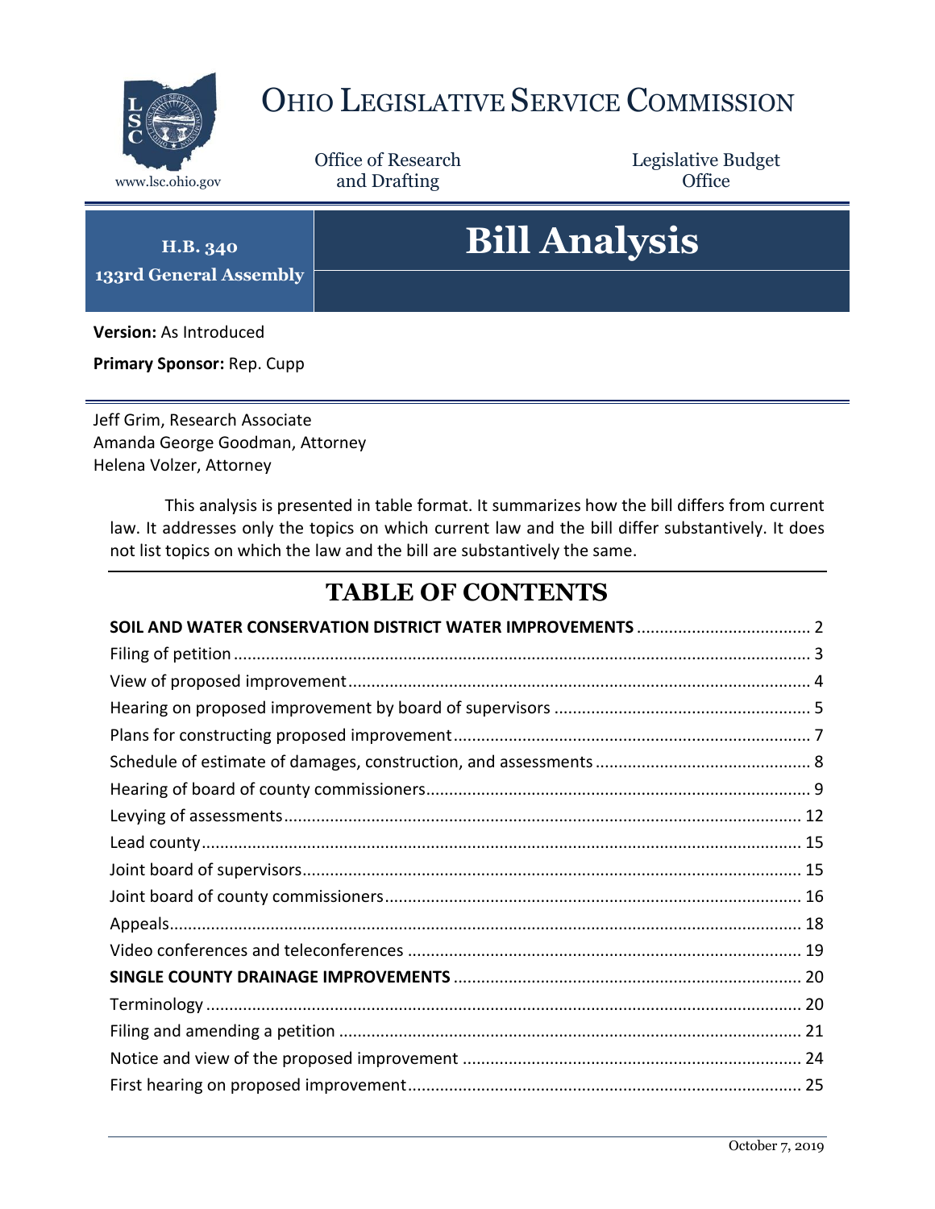# OHIO LEGISLATIVE SERVICE COMMISSION

www.lsc.ohio.gov

Office of Research and Drafting

Legislative Budget Office

**H.B. 340**
**133rd General Assembly**

# Bill Analysis

**Version:** As Introduced

**Primary Sponsor:** Rep. Cupp

Jeff Grim, Research Associate
Amanda George Goodman, Attorney
Helena Volzer, Attorney

This analysis is presented in table format. It summarizes how the bill differs from current law. It addresses only the topics on which current law and the bill differ substantively. It does not list topics on which the law and the bill are substantively the same.

## TABLE OF CONTENTS

**SOIL AND WATER CONSERVATION DISTRICT WATER IMPROVEMENTS** ..... 2
Filing of petition ..... 3
View of proposed improvement ..... 4
Hearing on proposed improvement by board of supervisors ..... 5
Plans for constructing proposed improvement ..... 7
Schedule of estimate of damages, construction, and assessments ..... 8
Hearing of board of county commissioners ..... 9
Levying of assessments ..... 12
Lead county ..... 15
Joint board of supervisors ..... 15
Joint board of county commissioners ..... 16
Appeals ..... 18
Video conferences and teleconferences ..... 19
**SINGLE COUNTY DRAINAGE IMPROVEMENTS** ..... 20
Terminology ..... 20
Filing and amending a petition ..... 21
Notice and view of the proposed improvement ..... 24
First hearing on proposed improvement ..... 25

October 7, 2019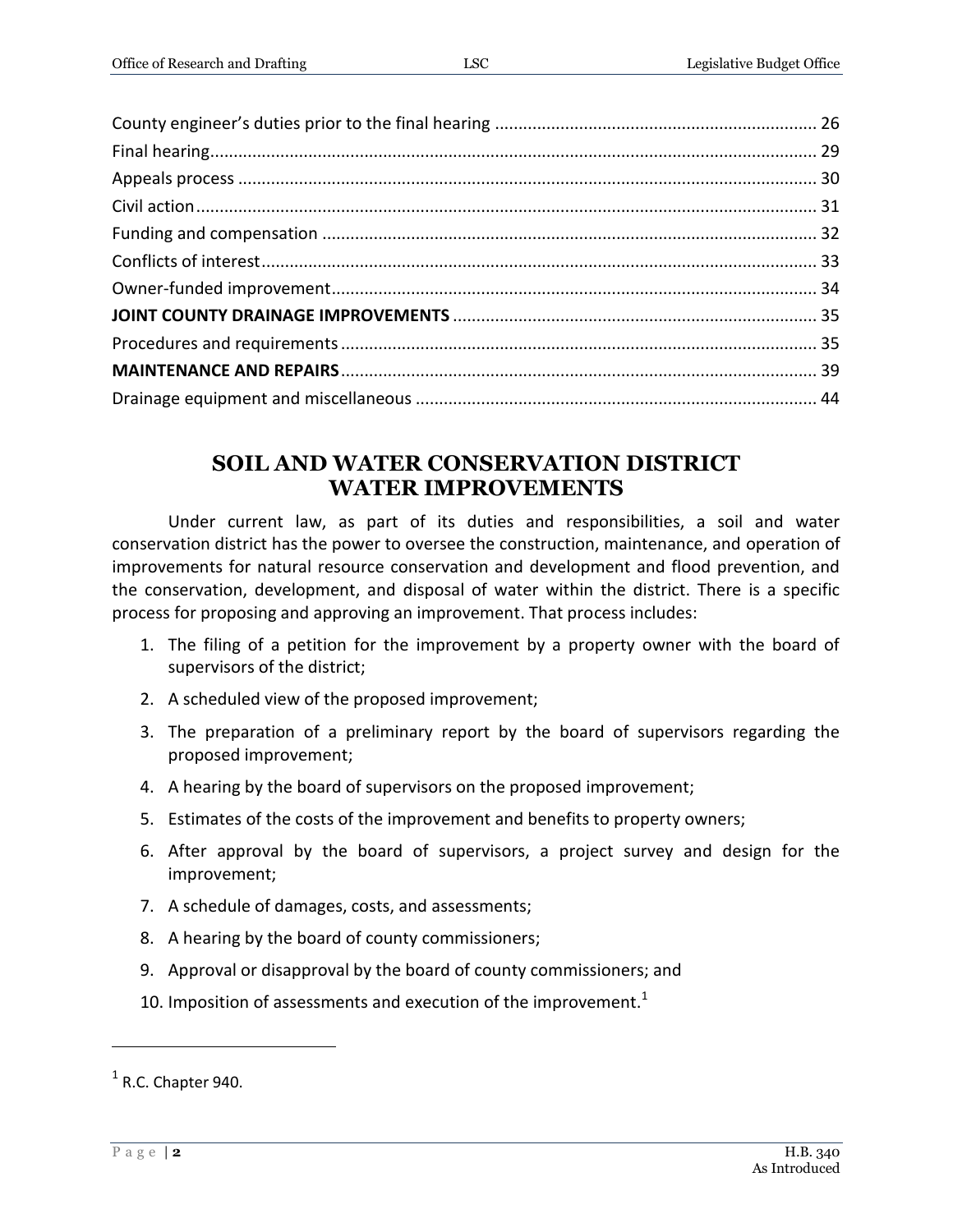County engineer's duties prior to the final hearing .................................................................... 26
Final hearing................................................................................................................................ 29
Appeals process .......................................................................................................................... 30
Civil action................................................................................................................................... 31
Funding and compensation ......................................................................................................... 32
Conflicts of interest..................................................................................................................... 33
Owner-funded improvement...................................................................................................... 34
**JOINT COUNTY DRAINAGE IMPROVEMENTS** ............................................................................. 35
Procedures and requirements..................................................................................................... 35
**MAINTENANCE AND REPAIRS**..................................................................................................... 39
Drainage equipment and miscellaneous ..................................................................................... 44

# SOIL AND WATER CONSERVATION DISTRICT WATER IMPROVEMENTS

Under current law, as part of its duties and responsibilities, a soil and water conservation district has the power to oversee the construction, maintenance, and operation of improvements for natural resource conservation and development and flood prevention, and the conservation, development, and disposal of water within the district. There is a specific process for proposing and approving an improvement. That process includes:

1. The filing of a petition for the improvement by a property owner with the board of supervisors of the district;
2. A scheduled view of the proposed improvement;
3. The preparation of a preliminary report by the board of supervisors regarding the proposed improvement;
4. A hearing by the board of supervisors on the proposed improvement;
5. Estimates of the costs of the improvement and benefits to property owners;
6. After approval by the board of supervisors, a project survey and design for the improvement;
7. A schedule of damages, costs, and assessments;
8. A hearing by the board of county commissioners;
9. Approval or disapproval by the board of county commissioners; and
10. Imposition of assessments and execution of the improvement.[1]

[1] R.C. Chapter 940.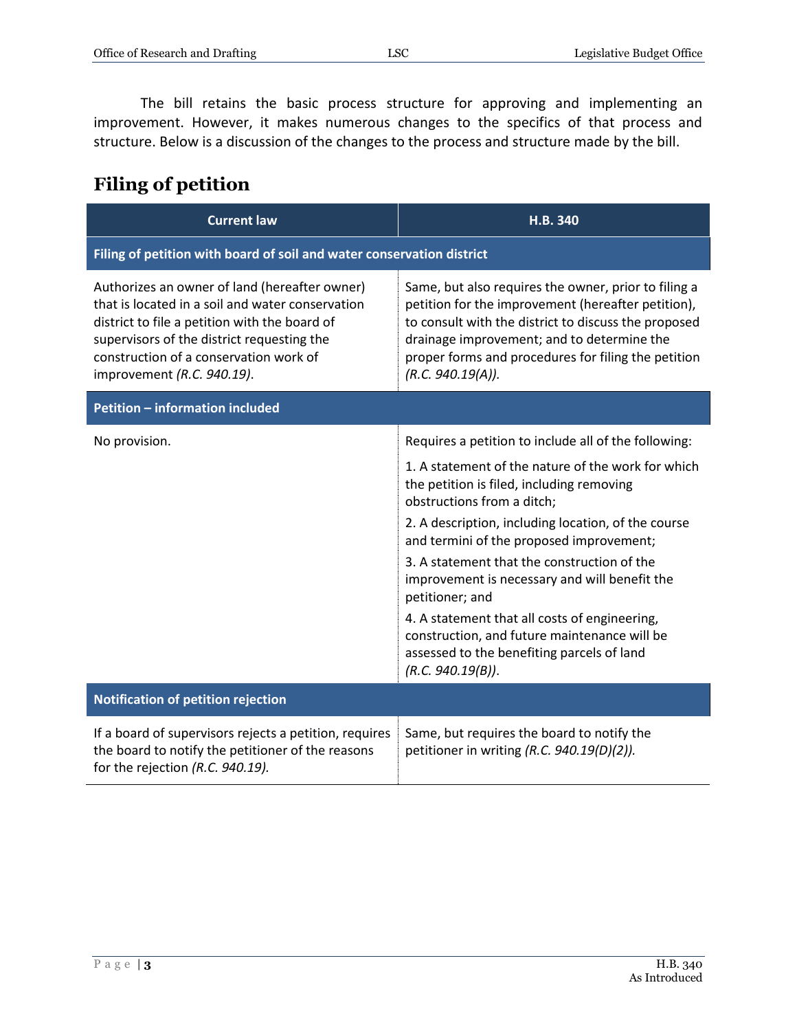The bill retains the basic process structure for approving and implementing an improvement. However, it makes numerous changes to the specifics of that process and structure. Below is a discussion of the changes to the process and structure made by the bill.

## Filing of petition

| Current law | H.B. 340 |
|---|---|
| **Filing of petition with board of soil and water conservation district** | |
| Authorizes an owner of land (hereafter owner) that is located in a soil and water conservation district to file a petition with the board of supervisors of the district requesting the construction of a conservation work of improvement *(R.C. 940.19)*. | Same, but also requires the owner, prior to filing a petition for the improvement (hereafter petition), to consult with the district to discuss the proposed drainage improvement; and to determine the proper forms and procedures for filing the petition *(R.C. 940.19(A))*. |
| **Petition – information included** | |
| No provision. | Requires a petition to include all of the following:<br>1. A statement of the nature of the work for which the petition is filed, including removing obstructions from a ditch;<br>2. A description, including location, of the course and termini of the proposed improvement;<br>3. A statement that the construction of the improvement is necessary and will benefit the petitioner; and<br>4. A statement that all costs of engineering, construction, and future maintenance will be assessed to the benefiting parcels of land *(R.C. 940.19(B))*. |
| **Notification of petition rejection** | |
| If a board of supervisors rejects a petition, requires the board to notify the petitioner of the reasons for the rejection *(R.C. 940.19)*. | Same, but requires the board to notify the petitioner in writing *(R.C. 940.19(D)(2))*. |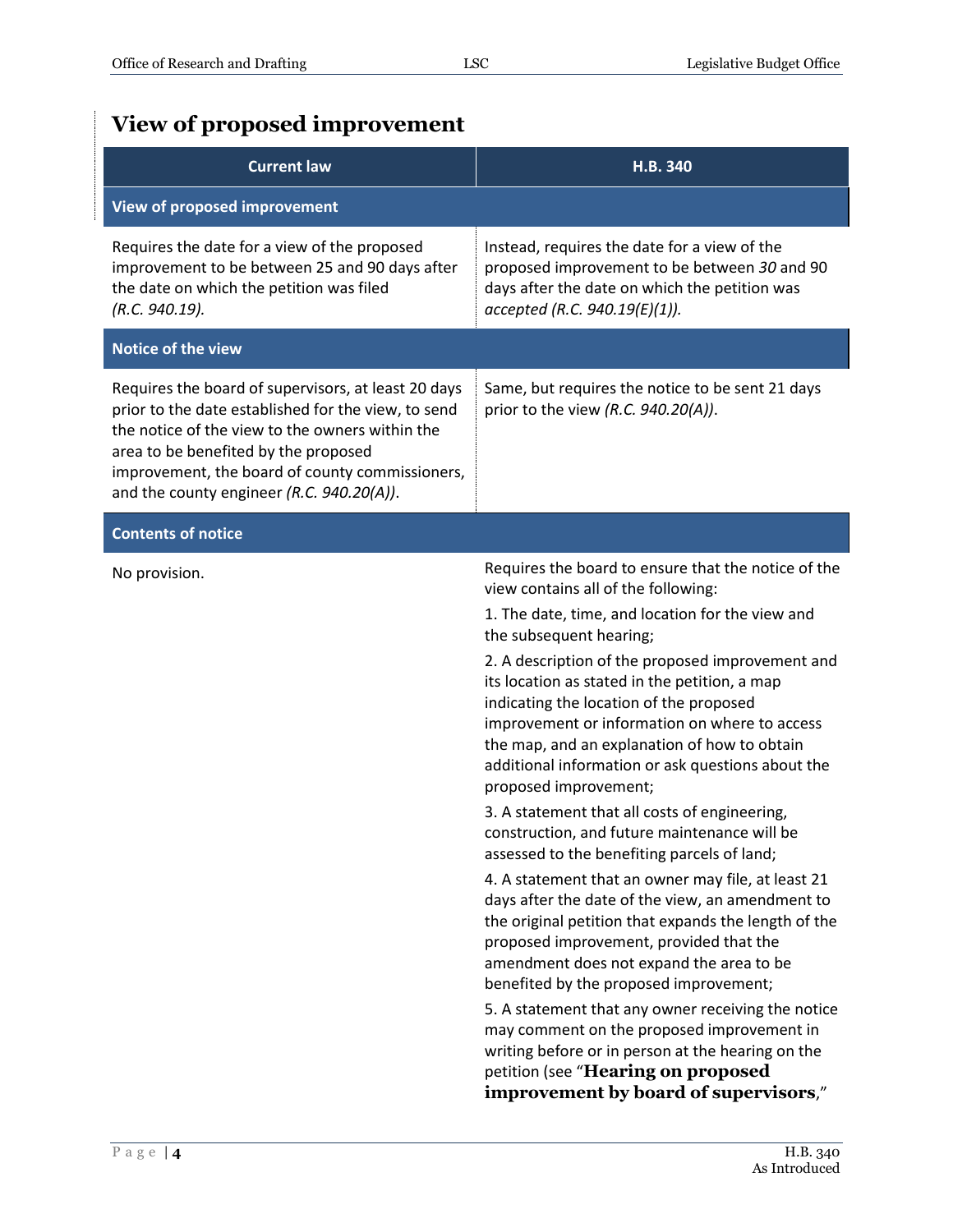## View of proposed improvement

| Current law | H.B. 340 |
|---|---|
| **View of proposed improvement** | |
| Requires the date for a view of the proposed improvement to be between 25 and 90 days after the date on which the petition was filed *(R.C. 940.19).* | Instead, requires the date for a view of the proposed improvement to be between *30* and 90 days after the date on which the petition was *accepted (R.C. 940.19(E)(1)).* |
| **Notice of the view** | |
| Requires the board of supervisors, at least 20 days prior to the date established for the view, to send the notice of the view to the owners within the area to be benefited by the proposed improvement, the board of county commissioners, and the county engineer *(R.C. 940.20(A))*. | Same, but requires the notice to be sent 21 days prior to the view *(R.C. 940.20(A))*. |
| **Contents of notice** | |
| No provision. | Requires the board to ensure that the notice of the view contains all of the following:<br>1. The date, time, and location for the view and the subsequent hearing;<br>2. A description of the proposed improvement and its location as stated in the petition, a map indicating the location of the proposed improvement or information on where to access the map, and an explanation of how to obtain additional information or ask questions about the proposed improvement;<br>3. A statement that all costs of engineering, construction, and future maintenance will be assessed to the benefiting parcels of land;<br>4. A statement that an owner may file, at least 21 days after the date of the view, an amendment to the original petition that expands the length of the proposed improvement, provided that the amendment does not expand the area to be benefited by the proposed improvement;<br>5. A statement that any owner receiving the notice may comment on the proposed improvement in writing before or in person at the hearing on the petition (see "**Hearing on proposed improvement by board of supervisors**," |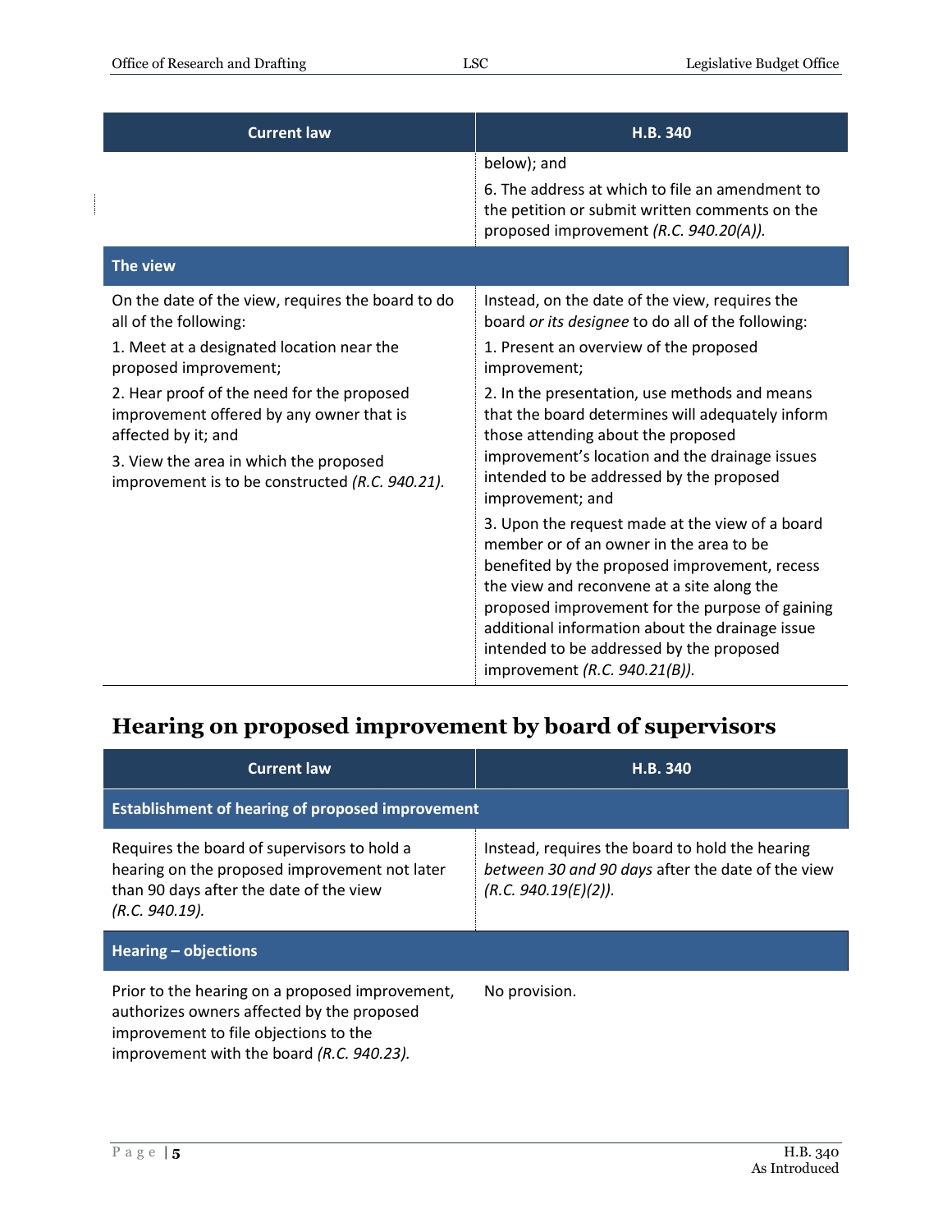| Current law | H.B. 340 |
|---|---|
| | below); and<br>6. The address at which to file an amendment to the petition or submit written comments on the proposed improvement *(R.C. 940.20(A))*. |
| **The view** | |
| On the date of the view, requires the board to do all of the following:<br>1. Meet at a designated location near the proposed improvement;<br>2. Hear proof of the need for the proposed improvement offered by any owner that is affected by it; and<br>3. View the area in which the proposed improvement is to be constructed *(R.C. 940.21)*. | Instead, on the date of the view, requires the board *or its designee* to do all of the following:<br>1. Present an overview of the proposed improvement;<br>2. In the presentation, use methods and means that the board determines will adequately inform those attending about the proposed improvement's location and the drainage issues intended to be addressed by the proposed improvement; and<br>3. Upon the request made at the view of a board member or of an owner in the area to be benefited by the proposed improvement, recess the view and reconvene at a site along the proposed improvement for the purpose of gaining additional information about the drainage issue intended to be addressed by the proposed improvement *(R.C. 940.21(B))*. |

## Hearing on proposed improvement by board of supervisors

| Current law | H.B. 340 |
|---|---|
| **Establishment of hearing of proposed improvement** | |
| Requires the board of supervisors to hold a hearing on the proposed improvement not later than 90 days after the date of the view *(R.C. 940.19)*. | Instead, requires the board to hold the hearing *between 30 and 90 days* after the date of the view *(R.C. 940.19(E)(2))*. |
| **Hearing – objections** | |
| Prior to the hearing on a proposed improvement, authorizes owners affected by the proposed improvement to file objections to the improvement with the board *(R.C. 940.23)*. | No provision. |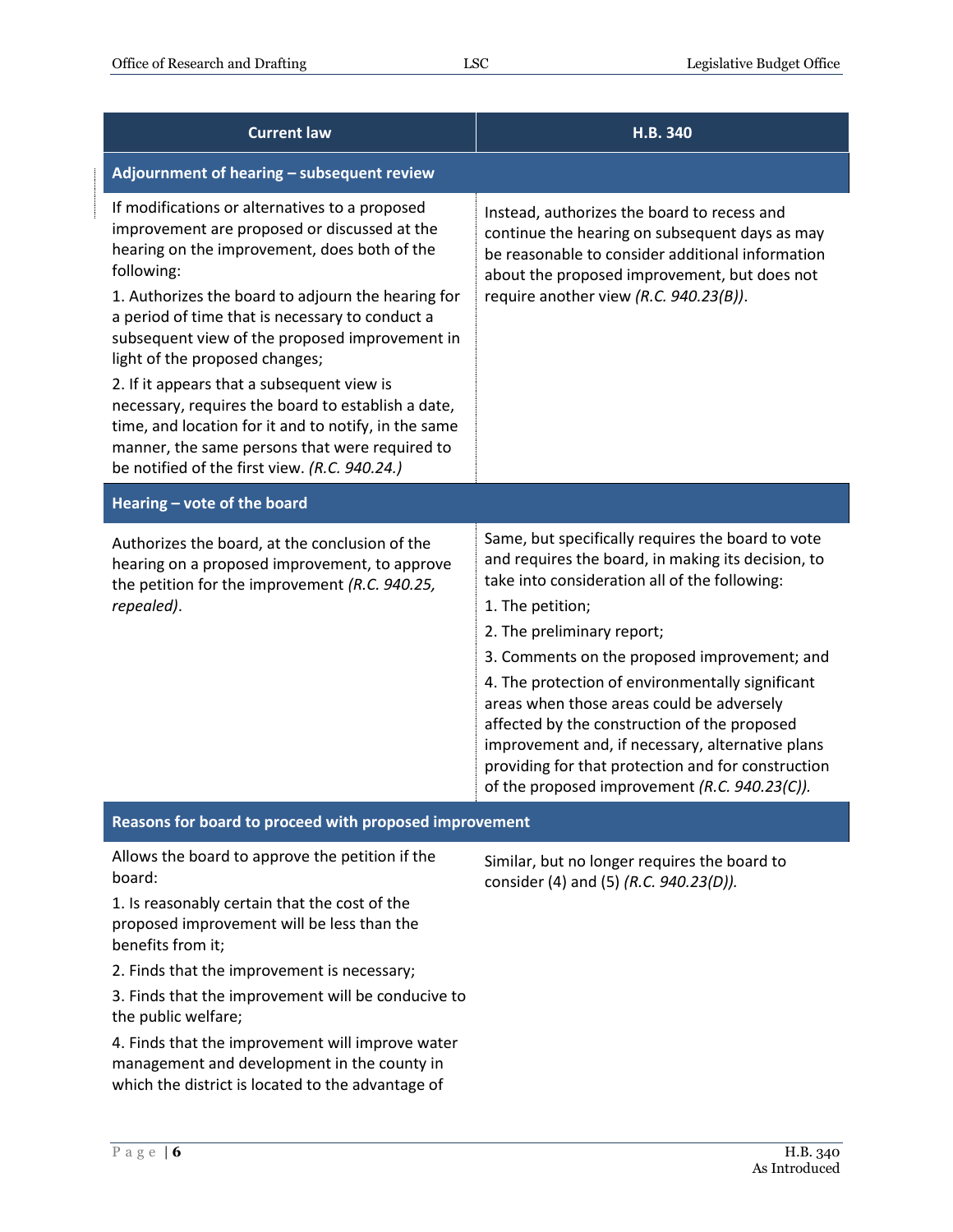| Current law | H.B. 340 |
| --- | --- |
| **Adjournment of hearing – subsequent review** | |
| If modifications or alternatives to a proposed improvement are proposed or discussed at the hearing on the improvement, does both of the following:<br>1. Authorizes the board to adjourn the hearing for a period of time that is necessary to conduct a subsequent view of the proposed improvement in light of the proposed changes;<br>2. If it appears that a subsequent view is necessary, requires the board to establish a date, time, and location for it and to notify, in the same manner, the same persons that were required to be notified of the first view. *(R.C. 940.24.)* | Instead, authorizes the board to recess and continue the hearing on subsequent days as may be reasonable to consider additional information about the proposed improvement, but does not require another view *(R.C. 940.23(B))*. |
| **Hearing – vote of the board** | |
| Authorizes the board, at the conclusion of the hearing on a proposed improvement, to approve the petition for the improvement *(R.C. 940.25, repealed)*. | Same, but specifically requires the board to vote and requires the board, in making its decision, to take into consideration all of the following:<br>1. The petition;<br>2. The preliminary report;<br>3. Comments on the proposed improvement; and<br>4. The protection of environmentally significant areas when those areas could be adversely affected by the construction of the proposed improvement and, if necessary, alternative plans providing for that protection and for construction of the proposed improvement *(R.C. 940.23(C))*. |
| **Reasons for board to proceed with proposed improvement** | |
| Allows the board to approve the petition if the board:<br>1. Is reasonably certain that the cost of the proposed improvement will be less than the benefits from it;<br>2. Finds that the improvement is necessary;<br>3. Finds that the improvement will be conducive to the public welfare;<br>4. Finds that the improvement will improve water management and development in the county in which the district is located to the advantage of | Similar, but no longer requires the board to consider (4) and (5) *(R.C. 940.23(D))*. |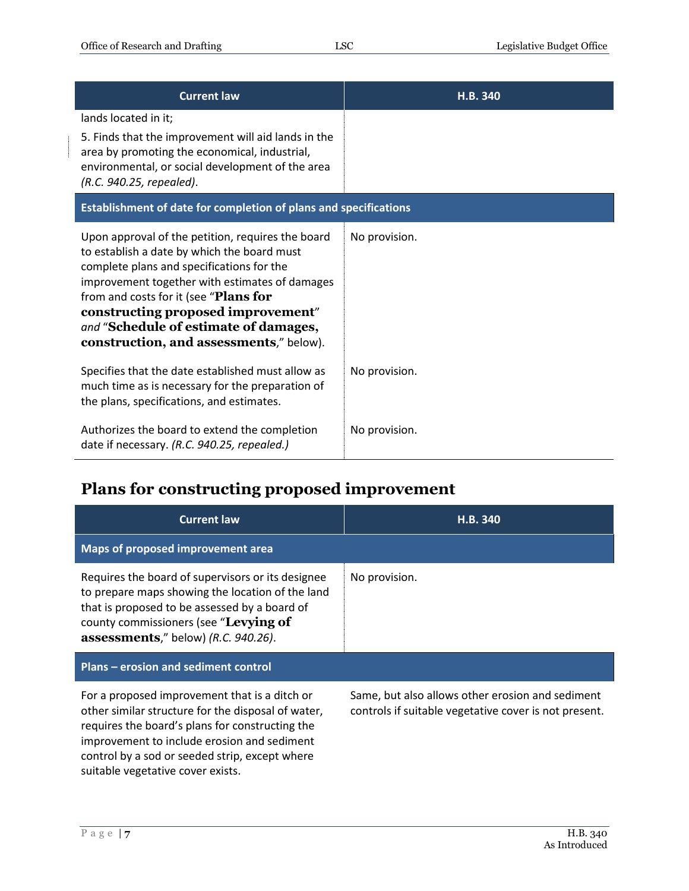| Current law | H.B. 340 |
|---|---|
| lands located in it;<br><br>5. Finds that the improvement will aid lands in the area by promoting the economical, industrial, environmental, or social development of the area *(R.C. 940.25, repealed)*. | |
| **Establishment of date for completion of plans and specifications** | |
| Upon approval of the petition, requires the board to establish a date by which the board must complete plans and specifications for the improvement together with estimates of damages from and costs for it (see "**Plans for constructing proposed improvement**" *and* "**Schedule of estimate of damages, construction, and assessments**," below). | No provision. |
| Specifies that the date established must allow as much time as is necessary for the preparation of the plans, specifications, and estimates. | No provision. |
| Authorizes the board to extend the completion date if necessary. *(R.C. 940.25, repealed.)* | No provision. |

## Plans for constructing proposed improvement

| Current law | H.B. 340 |
|---|---|
| **Maps of proposed improvement area** | |
| Requires the board of supervisors or its designee to prepare maps showing the location of the land that is proposed to be assessed by a board of county commissioners (see "**Levying of assessments**," below) *(R.C. 940.26)*. | No provision. |
| **Plans – erosion and sediment control** | |
| For a proposed improvement that is a ditch or other similar structure for the disposal of water, requires the board's plans for constructing the improvement to include erosion and sediment control by a sod or seeded strip, except where suitable vegetative cover exists. | Same, but also allows other erosion and sediment controls if suitable vegetative cover is not present. |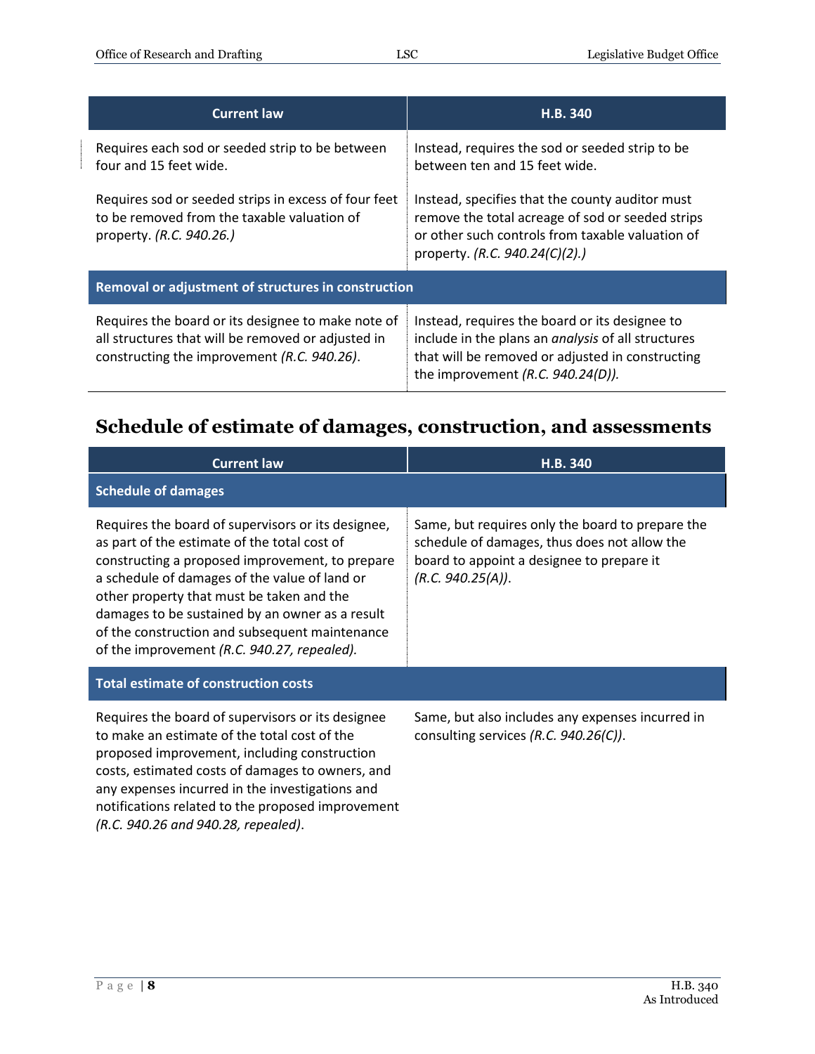| Current law | H.B. 340 |
| --- | --- |
| Requires each sod or seeded strip to be between four and 15 feet wide. | Instead, requires the sod or seeded strip to be between ten and 15 feet wide. |
| Requires sod or seeded strips in excess of four feet to be removed from the taxable valuation of property. *(R.C. 940.26.)* | Instead, specifies that the county auditor must remove the total acreage of sod or seeded strips or other such controls from taxable valuation of property. *(R.C. 940.24(C)(2).)* |
| **Removal or adjustment of structures in construction** | |
| Requires the board or its designee to make note of all structures that will be removed or adjusted in constructing the improvement *(R.C. 940.26)*. | Instead, requires the board or its designee to include in the plans an *analysis* of all structures that will be removed or adjusted in constructing the improvement *(R.C. 940.24(D)).* |

## Schedule of estimate of damages, construction, and assessments

| Current law | H.B. 340 |
| --- | --- |
| **Schedule of damages** | |
| Requires the board of supervisors or its designee, as part of the estimate of the total cost of constructing a proposed improvement, to prepare a schedule of damages of the value of land or other property that must be taken and the damages to be sustained by an owner as a result of the construction and subsequent maintenance of the improvement *(R.C. 940.27, repealed).* | Same, but requires only the board to prepare the schedule of damages, thus does not allow the board to appoint a designee to prepare it *(R.C. 940.25(A))*. |
| **Total estimate of construction costs** | |
| Requires the board of supervisors or its designee to make an estimate of the total cost of the proposed improvement, including construction costs, estimated costs of damages to owners, and any expenses incurred in the investigations and notifications related to the proposed improvement *(R.C. 940.26 and 940.28, repealed)*. | Same, but also includes any expenses incurred in consulting services *(R.C. 940.26(C))*. |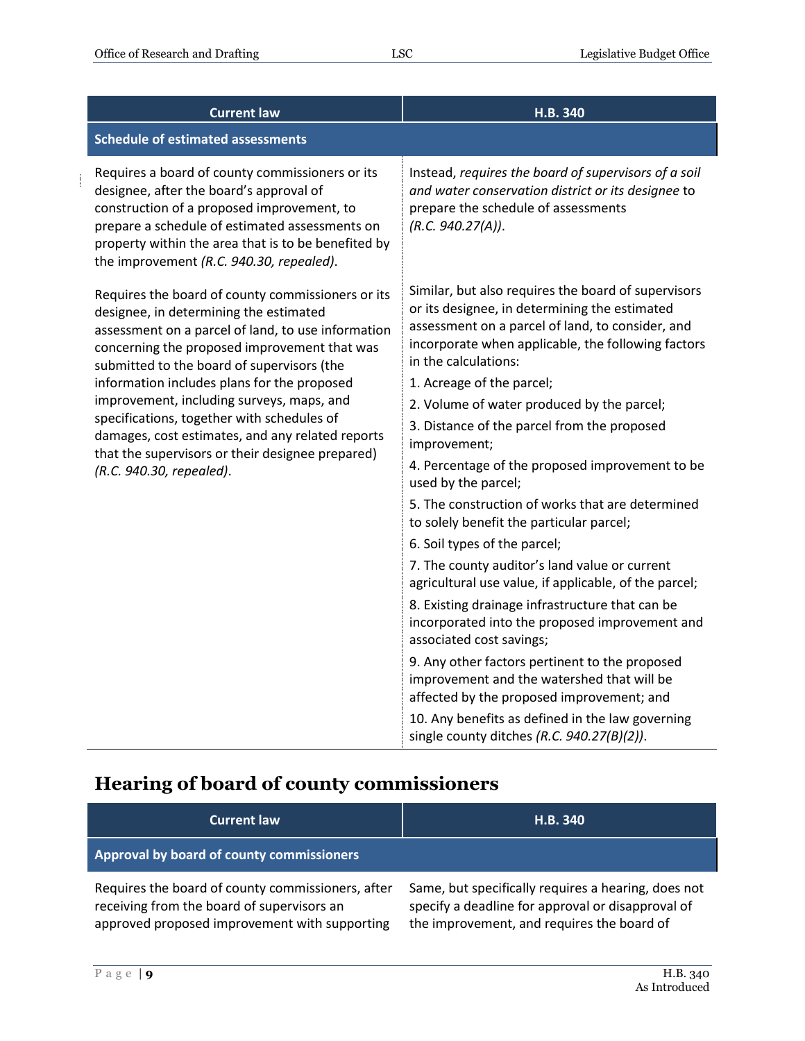| Current law | H.B. 340 |
|---|---|
| **Schedule of estimated assessments** | |
| Requires a board of county commissioners or its designee, after the board's approval of construction of a proposed improvement, to prepare a schedule of estimated assessments on property within the area that is to be benefited by the improvement *(R.C. 940.30, repealed)*. | Instead, *requires the board of supervisors of a soil and water conservation district or its designee* to prepare the schedule of assessments *(R.C. 940.27(A))*. |
| Requires the board of county commissioners or its designee, in determining the estimated assessment on a parcel of land, to use information concerning the proposed improvement that was submitted to the board of supervisors (the information includes plans for the proposed improvement, including surveys, maps, and specifications, together with schedules of damages, cost estimates, and any related reports that the supervisors or their designee prepared) *(R.C. 940.30, repealed)*. | Similar, but also requires the board of supervisors or its designee, in determining the estimated assessment on a parcel of land, to consider, and incorporate when applicable, the following factors in the calculations:<br>1. Acreage of the parcel;<br>2. Volume of water produced by the parcel;<br>3. Distance of the parcel from the proposed improvement;<br>4. Percentage of the proposed improvement to be used by the parcel;<br>5. The construction of works that are determined to solely benefit the particular parcel;<br>6. Soil types of the parcel;<br>7. The county auditor's land value or current agricultural use value, if applicable, of the parcel;<br>8. Existing drainage infrastructure that can be incorporated into the proposed improvement and associated cost savings;<br>9. Any other factors pertinent to the proposed improvement and the watershed that will be affected by the proposed improvement; and<br>10. Any benefits as defined in the law governing single county ditches *(R.C. 940.27(B)(2))*. |

## Hearing of board of county commissioners

| Current law | H.B. 340 |
|---|---|
| **Approval by board of county commissioners** | |
| Requires the board of county commissioners, after receiving from the board of supervisors an approved proposed improvement with supporting | Same, but specifically requires a hearing, does not specify a deadline for approval or disapproval of the improvement, and requires the board of |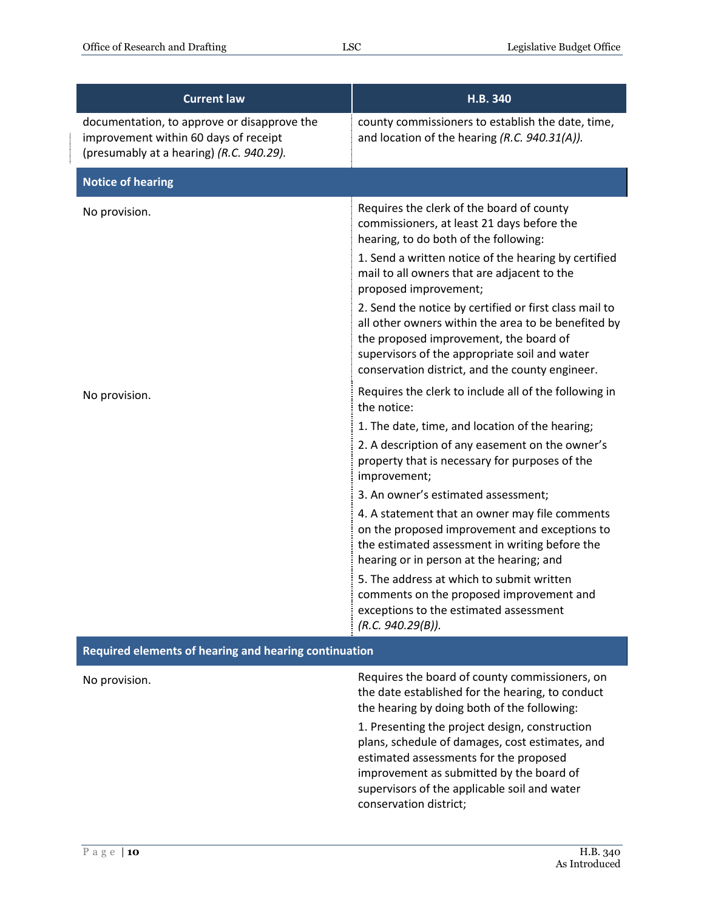| Current law | H.B. 340 |
|---|---|
| documentation, to approve or disapprove the improvement within 60 days of receipt (presumably at a hearing) *(R.C. 940.29).* | county commissioners to establish the date, time, and location of the hearing *(R.C. 940.31(A)).* |
| **Notice of hearing** | |
| No provision. | Requires the clerk of the board of county commissioners, at least 21 days before the hearing, to do both of the following:<br>1. Send a written notice of the hearing by certified mail to all owners that are adjacent to the proposed improvement;<br>2. Send the notice by certified or first class mail to all other owners within the area to be benefited by the proposed improvement, the board of supervisors of the appropriate soil and water conservation district, and the county engineer. |
| No provision. | Requires the clerk to include all of the following in the notice:<br>1. The date, time, and location of the hearing;<br>2. A description of any easement on the owner's property that is necessary for purposes of the improvement;<br>3. An owner's estimated assessment;<br>4. A statement that an owner may file comments on the proposed improvement and exceptions to the estimated assessment in writing before the hearing or in person at the hearing; and<br>5. The address at which to submit written comments on the proposed improvement and exceptions to the estimated assessment *(R.C. 940.29(B)).* |
| **Required elements of hearing and hearing continuation** | |
| No provision. | Requires the board of county commissioners, on the date established for the hearing, to conduct the hearing by doing both of the following:<br>1. Presenting the project design, construction plans, schedule of damages, cost estimates, and estimated assessments for the proposed improvement as submitted by the board of supervisors of the applicable soil and water conservation district; |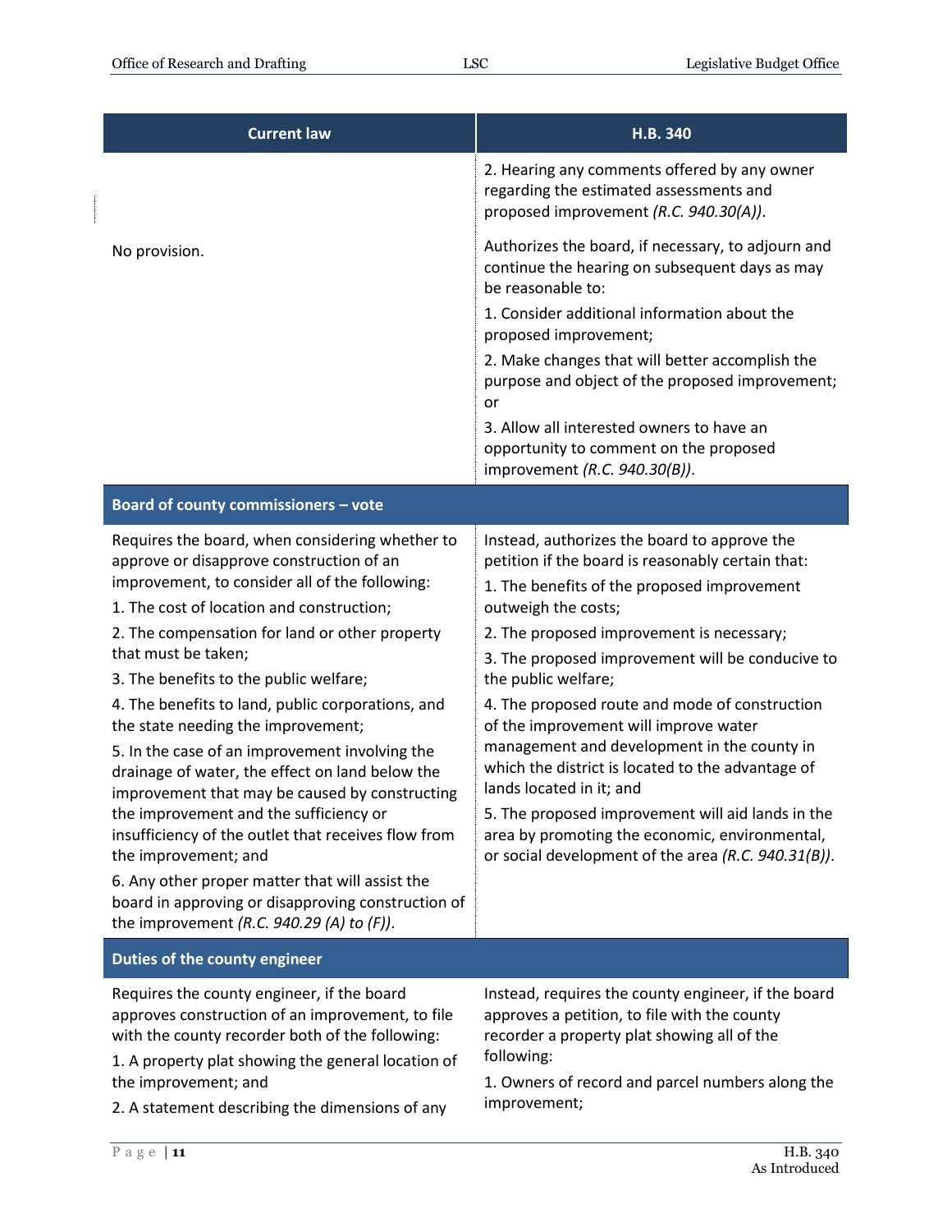| Current law | H.B. 340 |
|---|---|
| | 2. Hearing any comments offered by any owner regarding the estimated assessments and proposed improvement *(R.C. 940.30(A))*. |
| No provision. | Authorizes the board, if necessary, to adjourn and continue the hearing on subsequent days as may be reasonable to:<br>1. Consider additional information about the proposed improvement;<br>2. Make changes that will better accomplish the purpose and object of the proposed improvement; or<br>3. Allow all interested owners to have an opportunity to comment on the proposed improvement *(R.C. 940.30(B))*. |
| **Board of county commissioners – vote** | |
| Requires the board, when considering whether to approve or disapprove construction of an improvement, to consider all of the following:<br>1. The cost of location and construction;<br>2. The compensation for land or other property that must be taken;<br>3. The benefits to the public welfare;<br>4. The benefits to land, public corporations, and the state needing the improvement;<br>5. In the case of an improvement involving the drainage of water, the effect on land below the improvement that may be caused by constructing the improvement and the sufficiency or insufficiency of the outlet that receives flow from the improvement; and<br>6. Any other proper matter that will assist the board in approving or disapproving construction of the improvement *(R.C. 940.29 (A) to (F))*. | Instead, authorizes the board to approve the petition if the board is reasonably certain that:<br>1. The benefits of the proposed improvement outweigh the costs;<br>2. The proposed improvement is necessary;<br>3. The proposed improvement will be conducive to the public welfare;<br>4. The proposed route and mode of construction of the improvement will improve water management and development in the county in which the district is located to the advantage of lands located in it; and<br>5. The proposed improvement will aid lands in the area by promoting the economic, environmental, or social development of the area *(R.C. 940.31(B))*. |
| **Duties of the county engineer** | |
| Requires the county engineer, if the board approves construction of an improvement, to file with the county recorder both of the following:<br>1. A property plat showing the general location of the improvement; and<br>2. A statement describing the dimensions of any | Instead, requires the county engineer, if the board approves a petition, to file with the county recorder a property plat showing all of the following:<br>1. Owners of record and parcel numbers along the improvement; |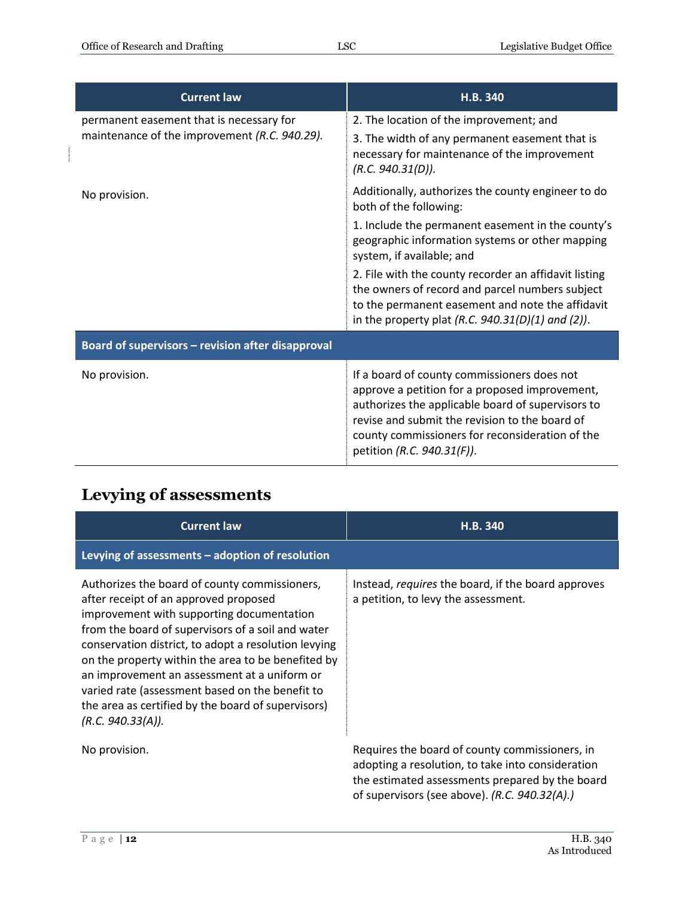| Current law | H.B. 340 |
|---|---|
| permanent easement that is necessary for maintenance of the improvement *(R.C. 940.29).* | 2. The location of the improvement; and<br>3. The width of any permanent easement that is necessary for maintenance of the improvement *(R.C. 940.31(D)).* |
| No provision. | Additionally, authorizes the county engineer to do both of the following:<br>1. Include the permanent easement in the county's geographic information systems or other mapping system, if available; and<br>2. File with the county recorder an affidavit listing the owners of record and parcel numbers subject to the permanent easement and note the affidavit in the property plat *(R.C. 940.31(D)(1) and (2))*. |
| **Board of supervisors – revision after disapproval** | |
| No provision. | If a board of county commissioners does not approve a petition for a proposed improvement, authorizes the applicable board of supervisors to revise and submit the revision to the board of county commissioners for reconsideration of the petition *(R.C. 940.31(F))*. |

## Levying of assessments

| Current law | H.B. 340 |
|---|---|
| **Levying of assessments – adoption of resolution** | |
| Authorizes the board of county commissioners, after receipt of an approved proposed improvement with supporting documentation from the board of supervisors of a soil and water conservation district, to adopt a resolution levying on the property within the area to be benefited by an improvement an assessment at a uniform or varied rate (assessment based on the benefit to the area as certified by the board of supervisors) *(R.C. 940.33(A)).* | Instead, *requires* the board, if the board approves a petition, to levy the assessment. |
| No provision. | Requires the board of county commissioners, in adopting a resolution, to take into consideration the estimated assessments prepared by the board of supervisors (see above). *(R.C. 940.32(A).)* |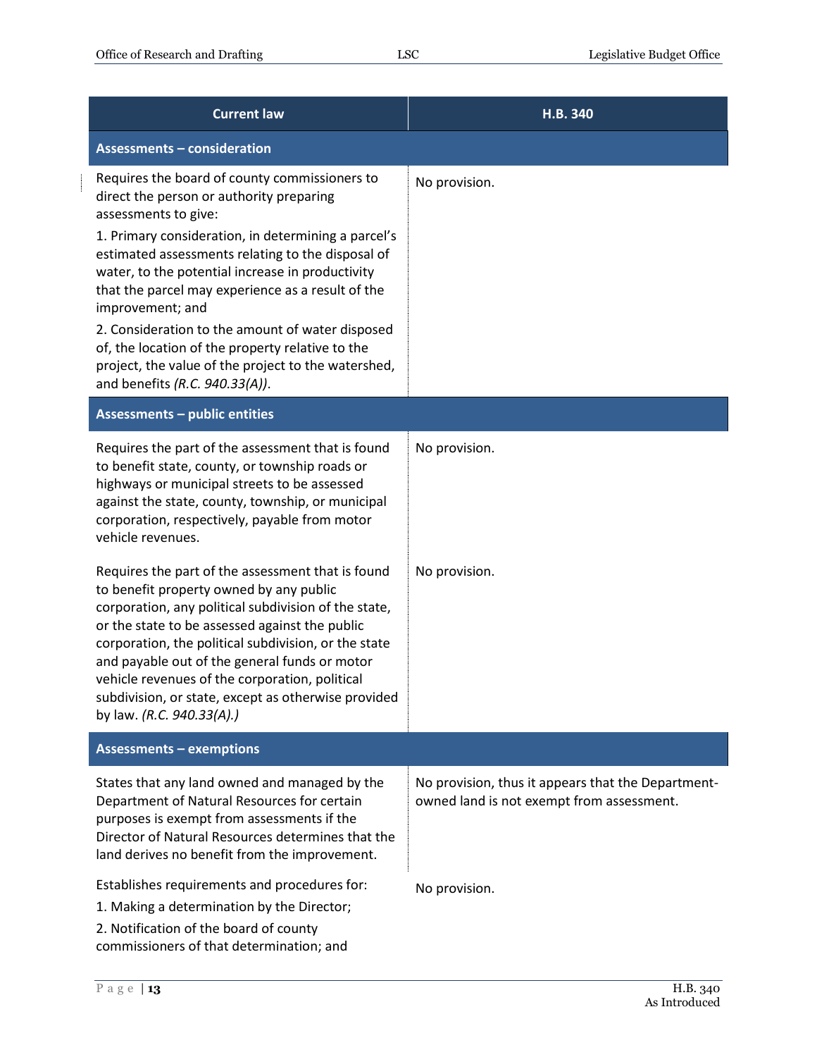| Current law | H.B. 340 |
|---|---|
| **Assessments – consideration** | |
| Requires the board of county commissioners to direct the person or authority preparing assessments to give:<br>1. Primary consideration, in determining a parcel's estimated assessments relating to the disposal of water, to the potential increase in productivity that the parcel may experience as a result of the improvement; and<br>2. Consideration to the amount of water disposed of, the location of the property relative to the project, the value of the project to the watershed, and benefits *(R.C. 940.33(A))*. | No provision. |
| **Assessments – public entities** | |
| Requires the part of the assessment that is found to benefit state, county, or township roads or highways or municipal streets to be assessed against the state, county, township, or municipal corporation, respectively, payable from motor vehicle revenues. | No provision. |
| Requires the part of the assessment that is found to benefit property owned by any public corporation, any political subdivision of the state, or the state to be assessed against the public corporation, the political subdivision, or the state and payable out of the general funds or motor vehicle revenues of the corporation, political subdivision, or state, except as otherwise provided by law. *(R.C. 940.33(A).)* | No provision. |
| **Assessments – exemptions** | |
| States that any land owned and managed by the Department of Natural Resources for certain purposes is exempt from assessments if the Director of Natural Resources determines that the land derives no benefit from the improvement. | No provision, thus it appears that the Department-owned land is not exempt from assessment. |
| Establishes requirements and procedures for:<br>1. Making a determination by the Director;<br>2. Notification of the board of county commissioners of that determination; and | No provision. |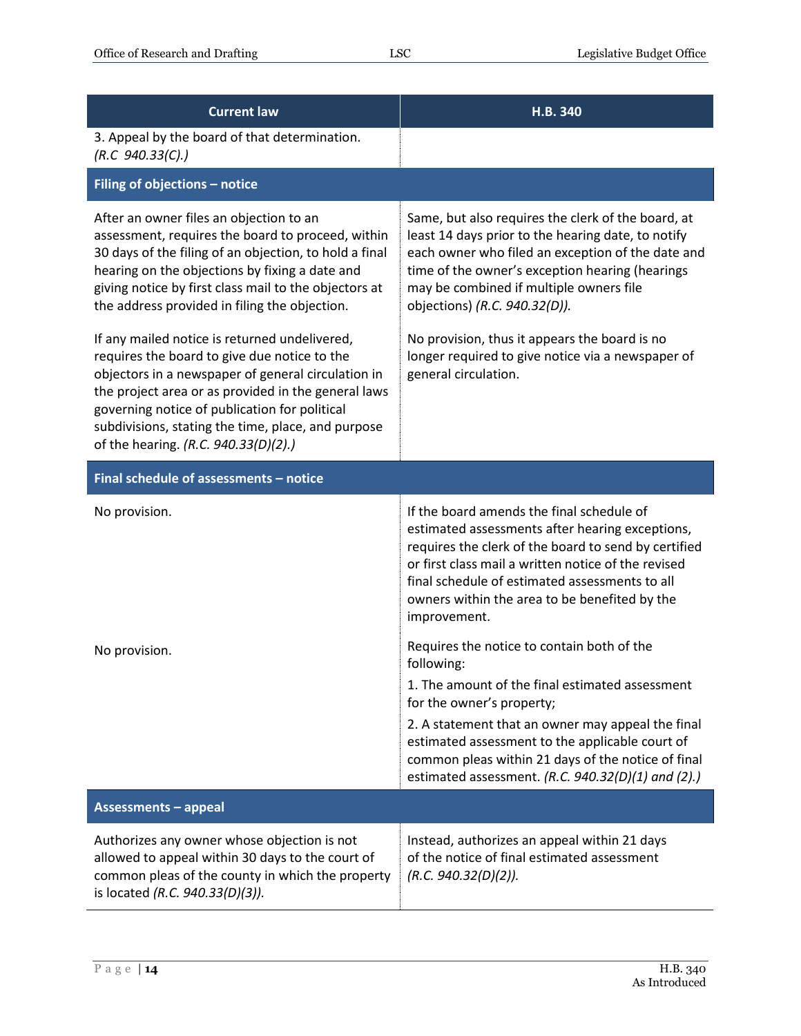| Current law | H.B. 340 |
|---|---|
| 3. Appeal by the board of that determination. *(R.C 940.33(C).)* | |
| **Filing of objections – notice** | |
| After an owner files an objection to an assessment, requires the board to proceed, within 30 days of the filing of an objection, to hold a final hearing on the objections by fixing a date and giving notice by first class mail to the objectors at the address provided in filing the objection. | Same, but also requires the clerk of the board, at least 14 days prior to the hearing date, to notify each owner who filed an exception of the date and time of the owner's exception hearing (hearings may be combined if multiple owners file objections) *(R.C. 940.32(D))*. |
| If any mailed notice is returned undelivered, requires the board to give due notice to the objectors in a newspaper of general circulation in the project area or as provided in the general laws governing notice of publication for political subdivisions, stating the time, place, and purpose of the hearing. *(R.C. 940.33(D)(2).)* | No provision, thus it appears the board is no longer required to give notice via a newspaper of general circulation. |
| **Final schedule of assessments – notice** | |
| No provision. | If the board amends the final schedule of estimated assessments after hearing exceptions, requires the clerk of the board to send by certified or first class mail a written notice of the revised final schedule of estimated assessments to all owners within the area to be benefited by the improvement. |
| No provision. | Requires the notice to contain both of the following:<br>1. The amount of the final estimated assessment for the owner's property;<br>2. A statement that an owner may appeal the final estimated assessment to the applicable court of common pleas within 21 days of the notice of final estimated assessment. *(R.C. 940.32(D)(1) and (2).)* |
| **Assessments – appeal** | |
| Authorizes any owner whose objection is not allowed to appeal within 30 days to the court of common pleas of the county in which the property is located *(R.C. 940.33(D)(3))*. | Instead, authorizes an appeal within 21 days of the notice of final estimated assessment *(R.C. 940.32(D)(2))*. |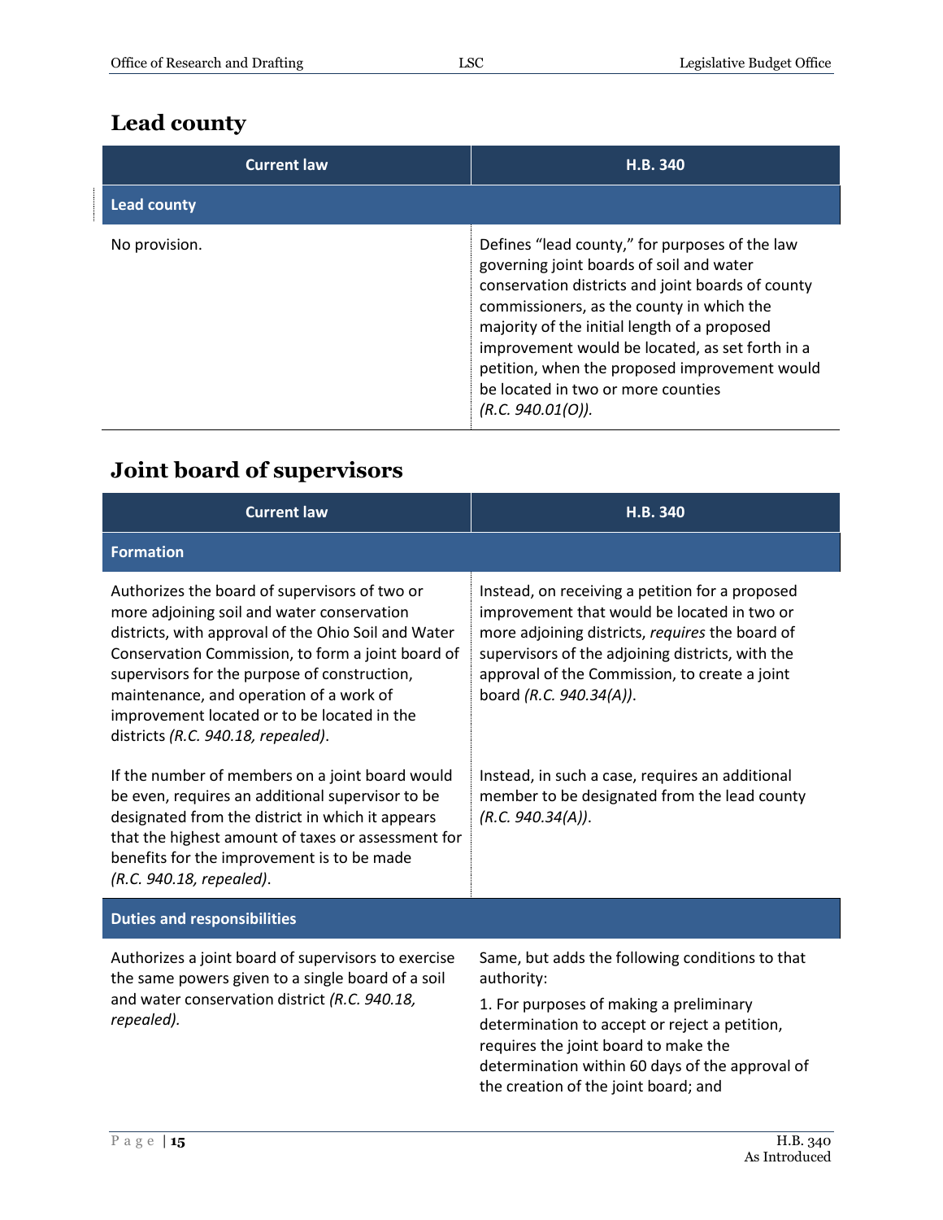## Lead county

| Current law | H.B. 340 |
|---|---|
| **Lead county** | |
| No provision. | Defines "lead county," for purposes of the law governing joint boards of soil and water conservation districts and joint boards of county commissioners, as the county in which the majority of the initial length of a proposed improvement would be located, as set forth in a petition, when the proposed improvement would be located in two or more counties *(R.C. 940.01(O))*. |

## Joint board of supervisors

| Current law | H.B. 340 |
|---|---|
| **Formation** | |
| Authorizes the board of supervisors of two or more adjoining soil and water conservation districts, with approval of the Ohio Soil and Water Conservation Commission, to form a joint board of supervisors for the purpose of construction, maintenance, and operation of a work of improvement located or to be located in the districts *(R.C. 940.18, repealed)*. | Instead, on receiving a petition for a proposed improvement that would be located in two or more adjoining districts, *requires* the board of supervisors of the adjoining districts, with the approval of the Commission, to create a joint board *(R.C. 940.34(A))*. |
| If the number of members on a joint board would be even, requires an additional supervisor to be designated from the district in which it appears that the highest amount of taxes or assessment for benefits for the improvement is to be made *(R.C. 940.18, repealed)*. | Instead, in such a case, requires an additional member to be designated from the lead county *(R.C. 940.34(A))*. |
| **Duties and responsibilities** | |
| Authorizes a joint board of supervisors to exercise the same powers given to a single board of a soil and water conservation district *(R.C. 940.18, repealed).* | Same, but adds the following conditions to that authority:<br>1. For purposes of making a preliminary determination to accept or reject a petition, requires the joint board to make the determination within 60 days of the approval of the creation of the joint board; and |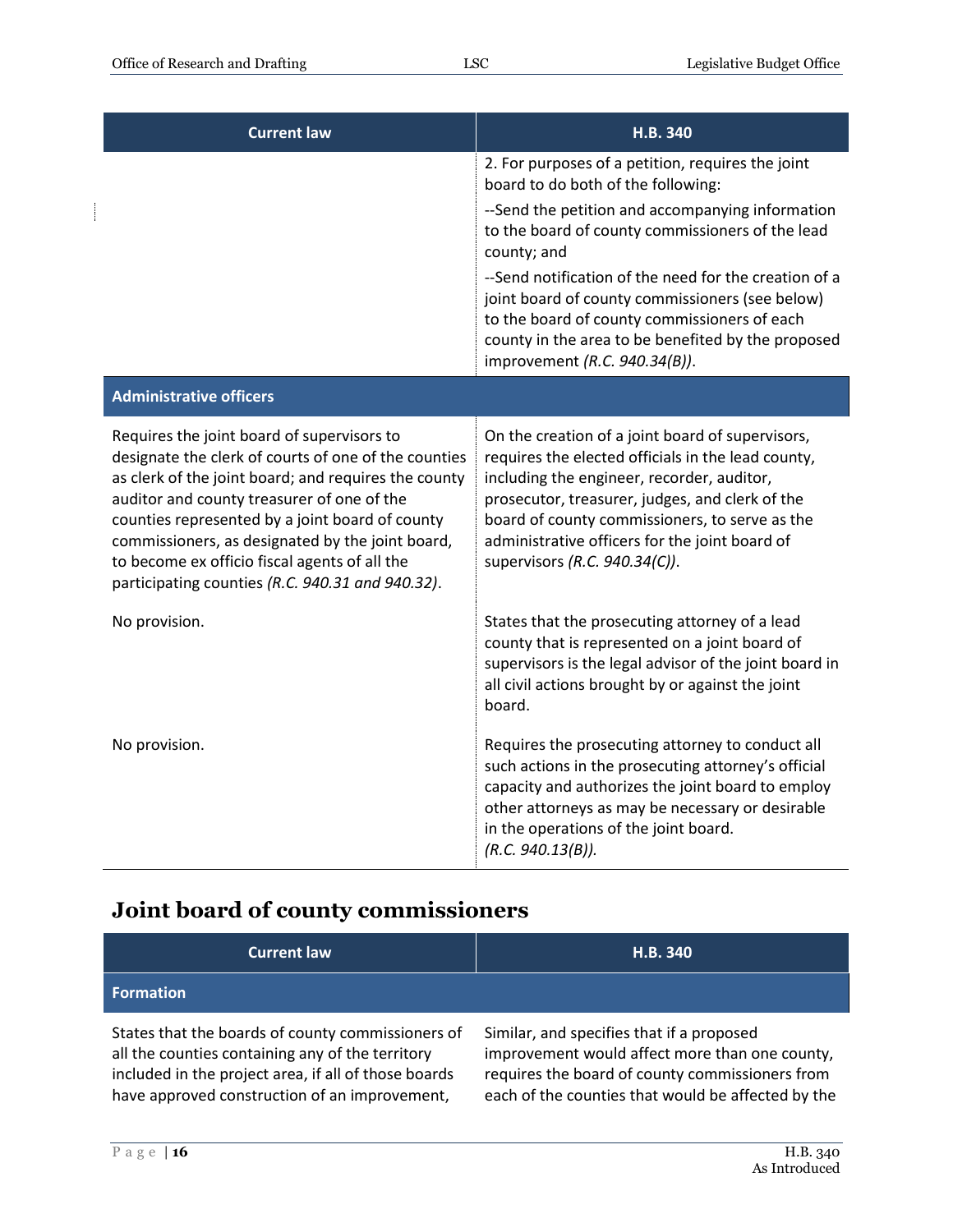| Current law | H.B. 340 |
|---|---|
| | 2. For purposes of a petition, requires the joint board to do both of the following:<br>--Send the petition and accompanying information to the board of county commissioners of the lead county; and<br>--Send notification of the need for the creation of a joint board of county commissioners (see below) to the board of county commissioners of each county in the area to be benefited by the proposed improvement *(R.C. 940.34(B))*. |
| **Administrative officers** | |
| Requires the joint board of supervisors to designate the clerk of courts of one of the counties as clerk of the joint board; and requires the county auditor and county treasurer of one of the counties represented by a joint board of county commissioners, as designated by the joint board, to become ex officio fiscal agents of all the participating counties *(R.C. 940.31 and 940.32)*. | On the creation of a joint board of supervisors, requires the elected officials in the lead county, including the engineer, recorder, auditor, prosecutor, treasurer, judges, and clerk of the board of county commissioners, to serve as the administrative officers for the joint board of supervisors *(R.C. 940.34(C))*. |
| No provision. | States that the prosecuting attorney of a lead county that is represented on a joint board of supervisors is the legal advisor of the joint board in all civil actions brought by or against the joint board. |
| No provision. | Requires the prosecuting attorney to conduct all such actions in the prosecuting attorney's official capacity and authorizes the joint board to employ other attorneys as may be necessary or desirable in the operations of the joint board.<br>*(R.C. 940.13(B))*. |

## Joint board of county commissioners

| Current law | H.B. 340 |
|---|---|
| **Formation** | |
| States that the boards of county commissioners of all the counties containing any of the territory included in the project area, if all of those boards have approved construction of an improvement, | Similar, and specifies that if a proposed improvement would affect more than one county, requires the board of county commissioners from each of the counties that would be affected by the |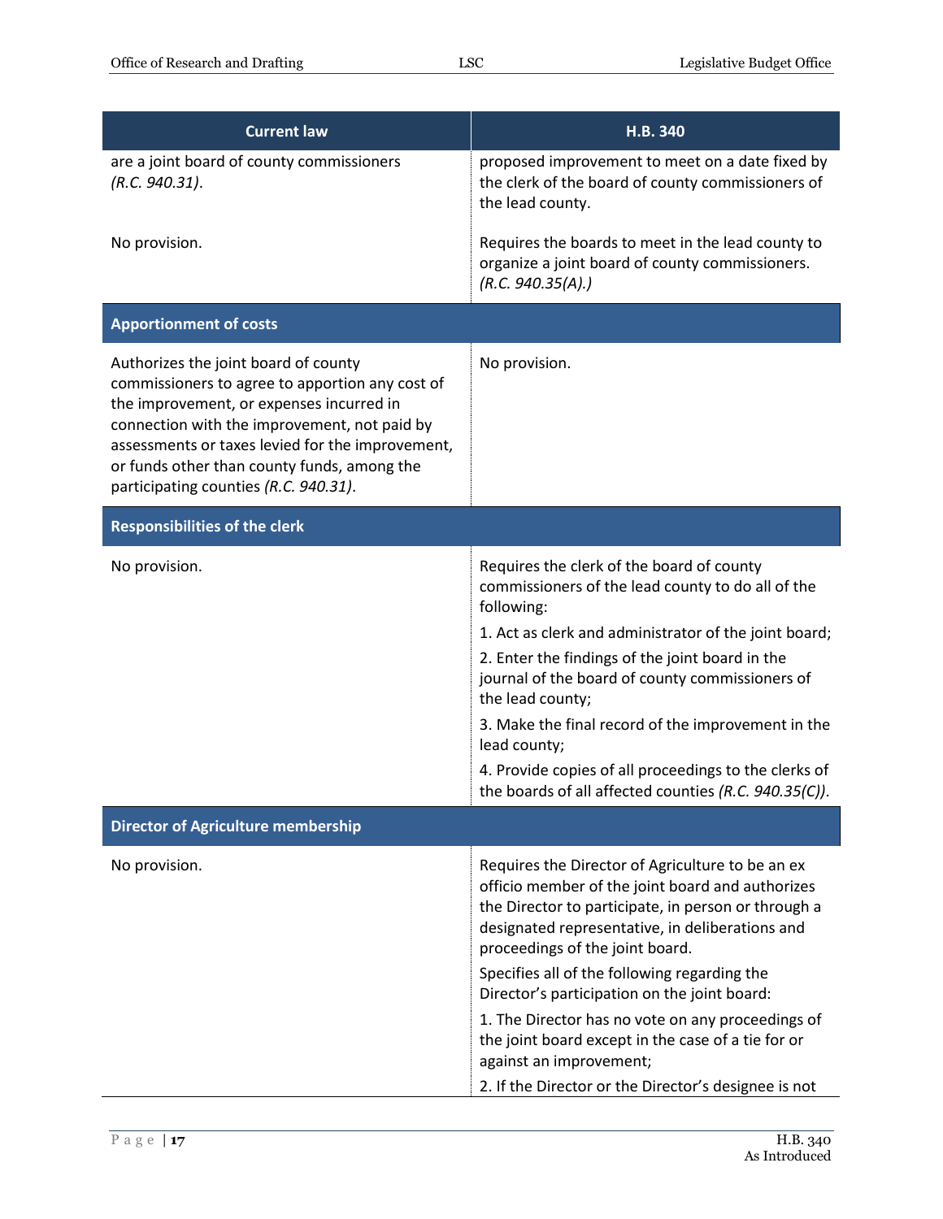| Current law | H.B. 340 |
|---|---|
| are a joint board of county commissioners *(R.C. 940.31)*. | proposed improvement to meet on a date fixed by the clerk of the board of county commissioners of the lead county. |
| No provision. | Requires the boards to meet in the lead county to organize a joint board of county commissioners. *(R.C. 940.35(A).)* |
| **Apportionment of costs** | |
| Authorizes the joint board of county commissioners to agree to apportion any cost of the improvement, or expenses incurred in connection with the improvement, not paid by assessments or taxes levied for the improvement, or funds other than county funds, among the participating counties *(R.C. 940.31)*. | No provision. |
| **Responsibilities of the clerk** | |
| No provision. | Requires the clerk of the board of county commissioners of the lead county to do all of the following:<br>1. Act as clerk and administrator of the joint board;<br>2. Enter the findings of the joint board in the journal of the board of county commissioners of the lead county;<br>3. Make the final record of the improvement in the lead county;<br>4. Provide copies of all proceedings to the clerks of the boards of all affected counties *(R.C. 940.35(C))*. |
| **Director of Agriculture membership** | |
| No provision. | Requires the Director of Agriculture to be an ex officio member of the joint board and authorizes the Director to participate, in person or through a designated representative, in deliberations and proceedings of the joint board.<br>Specifies all of the following regarding the Director's participation on the joint board:<br>1. The Director has no vote on any proceedings of the joint board except in the case of a tie for or against an improvement;<br>2. If the Director or the Director's designee is not |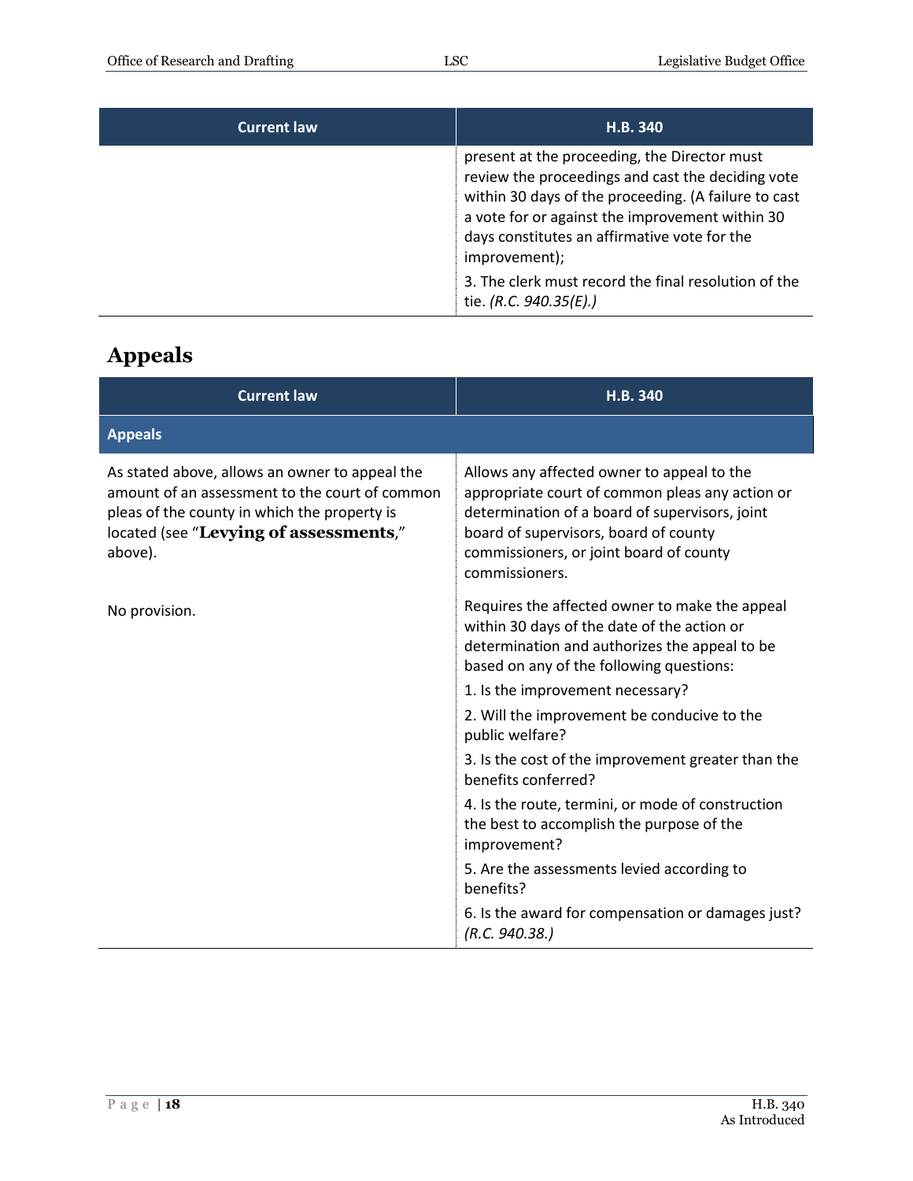| Current law | H.B. 340 |
|---|---|
| | present at the proceeding, the Director must review the proceedings and cast the deciding vote within 30 days of the proceeding. (A failure to cast a vote for or against the improvement within 30 days constitutes an affirmative vote for the improvement);<br><br>3. The clerk must record the final resolution of the tie. *(R.C. 940.35(E).)* |

## Appeals

| Current law | H.B. 340 |
|---|---|
| **Appeals** | |
| As stated above, allows an owner to appeal the amount of an assessment to the court of common pleas of the county in which the property is located (see "**Levying of assessments**," above). | Allows any affected owner to appeal to the appropriate court of common pleas any action or determination of a board of supervisors, joint board of supervisors, board of county commissioners, or joint board of county commissioners. |
| No provision. | Requires the affected owner to make the appeal within 30 days of the date of the action or determination and authorizes the appeal to be based on any of the following questions:<br><br>1. Is the improvement necessary?<br><br>2. Will the improvement be conducive to the public welfare?<br><br>3. Is the cost of the improvement greater than the benefits conferred?<br><br>4. Is the route, termini, or mode of construction the best to accomplish the purpose of the improvement?<br><br>5. Are the assessments levied according to benefits?<br><br>6. Is the award for compensation or damages just? *(R.C. 940.38.)* |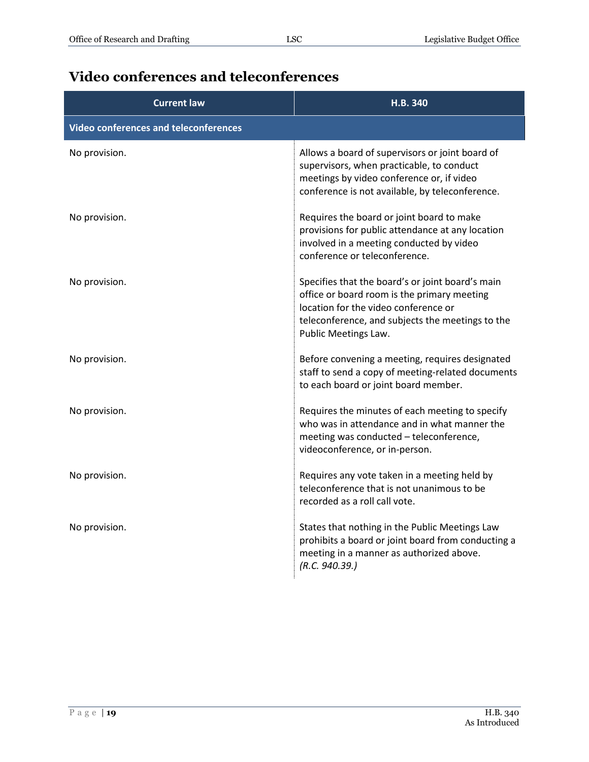## Video conferences and teleconferences

| Current law | H.B. 340 |
| --- | --- |
| **Video conferences and teleconferences** | |
| No provision. | Allows a board of supervisors or joint board of supervisors, when practicable, to conduct meetings by video conference or, if video conference is not available, by teleconference. |
| No provision. | Requires the board or joint board to make provisions for public attendance at any location involved in a meeting conducted by video conference or teleconference. |
| No provision. | Specifies that the board's or joint board's main office or board room is the primary meeting location for the video conference or teleconference, and subjects the meetings to the Public Meetings Law. |
| No provision. | Before convening a meeting, requires designated staff to send a copy of meeting-related documents to each board or joint board member. |
| No provision. | Requires the minutes of each meeting to specify who was in attendance and in what manner the meeting was conducted – teleconference, videoconference, or in-person. |
| No provision. | Requires any vote taken in a meeting held by teleconference that is not unanimous to be recorded as a roll call vote. |
| No provision. | States that nothing in the Public Meetings Law prohibits a board or joint board from conducting a meeting in a manner as authorized above. *(R.C. 940.39.)* |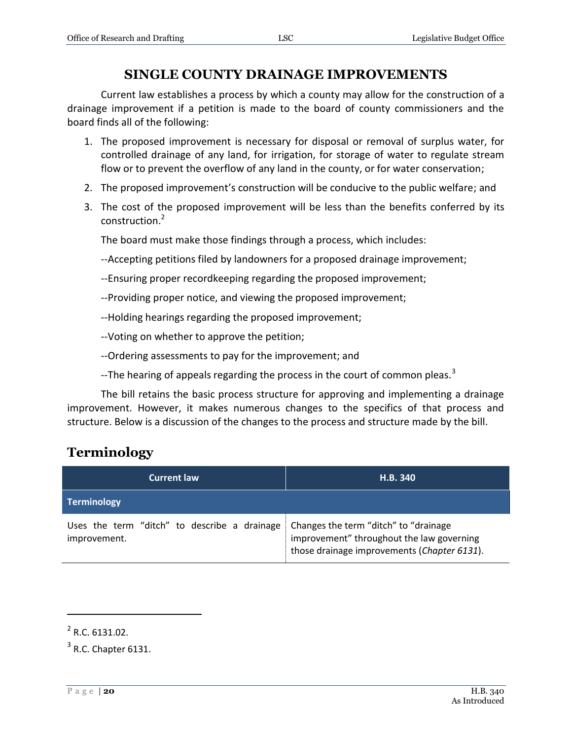# SINGLE COUNTY DRAINAGE IMPROVEMENTS

Current law establishes a process by which a county may allow for the construction of a drainage improvement if a petition is made to the board of county commissioners and the board finds all of the following:

1. The proposed improvement is necessary for disposal or removal of surplus water, for controlled drainage of any land, for irrigation, for storage of water to regulate stream flow or to prevent the overflow of any land in the county, or for water conservation;
2. The proposed improvement's construction will be conducive to the public welfare; and
3. The cost of the proposed improvement will be less than the benefits conferred by its construction.[2]

The board must make those findings through a process, which includes:

--Accepting petitions filed by landowners for a proposed drainage improvement;

--Ensuring proper recordkeeping regarding the proposed improvement;

--Providing proper notice, and viewing the proposed improvement;

--Holding hearings regarding the proposed improvement;

--Voting on whether to approve the petition;

--Ordering assessments to pay for the improvement; and

--The hearing of appeals regarding the process in the court of common pleas.[3]

The bill retains the basic process structure for approving and implementing a drainage improvement. However, it makes numerous changes to the specifics of that process and structure. Below is a discussion of the changes to the process and structure made by the bill.

## Terminology

| Current law | H.B. 340 |
|---|---|
| **Terminology** | |
| Uses the term "ditch" to describe a drainage improvement. | Changes the term "ditch" to "drainage improvement" throughout the law governing those drainage improvements (*Chapter 6131*). |

[2] R.C. 6131.02.

[3] R.C. Chapter 6131.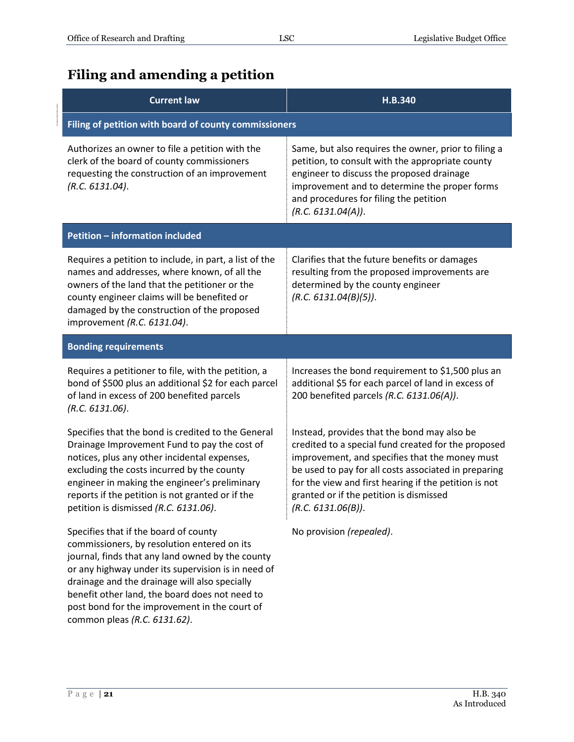## Filling and amending a petition

| Current law | H.B.340 |
|---|---|
| **Filing of petition with board of county commissioners** | |
| Authorizes an owner to file a petition with the clerk of the board of county commissioners requesting the construction of an improvement *(R.C. 6131.04)*. | Same, but also requires the owner, prior to filing a petition, to consult with the appropriate county engineer to discuss the proposed drainage improvement and to determine the proper forms and procedures for filing the petition *(R.C. 6131.04(A))*. |
| **Petition – information included** | |
| Requires a petition to include, in part, a list of the names and addresses, where known, of all the owners of the land that the petitioner or the county engineer claims will be benefited or damaged by the construction of the proposed improvement *(R.C. 6131.04)*. | Clarifies that the future benefits or damages resulting from the proposed improvements are determined by the county engineer *(R.C. 6131.04(B)(5))*. |
| **Bonding requirements** | |
| Requires a petitioner to file, with the petition, a bond of $500 plus an additional $2 for each parcel of land in excess of 200 benefited parcels *(R.C. 6131.06)*. | Increases the bond requirement to $1,500 plus an additional $5 for each parcel of land in excess of 200 benefited parcels *(R.C. 6131.06(A))*. |
| Specifies that the bond is credited to the General Drainage Improvement Fund to pay the cost of notices, plus any other incidental expenses, excluding the costs incurred by the county engineer in making the engineer's preliminary reports if the petition is not granted or if the petition is dismissed *(R.C. 6131.06)*. | Instead, provides that the bond may also be credited to a special fund created for the proposed improvement, and specifies that the money must be used to pay for all costs associated in preparing for the view and first hearing if the petition is not granted or if the petition is dismissed *(R.C. 6131.06(B))*. |
| Specifies that if the board of county commissioners, by resolution entered on its journal, finds that any land owned by the county or any highway under its supervision is in need of drainage and the drainage will also specially benefit other land, the board does not need to post bond for the improvement in the court of common pleas *(R.C. 6131.62)*. | No provision *(repealed)*. |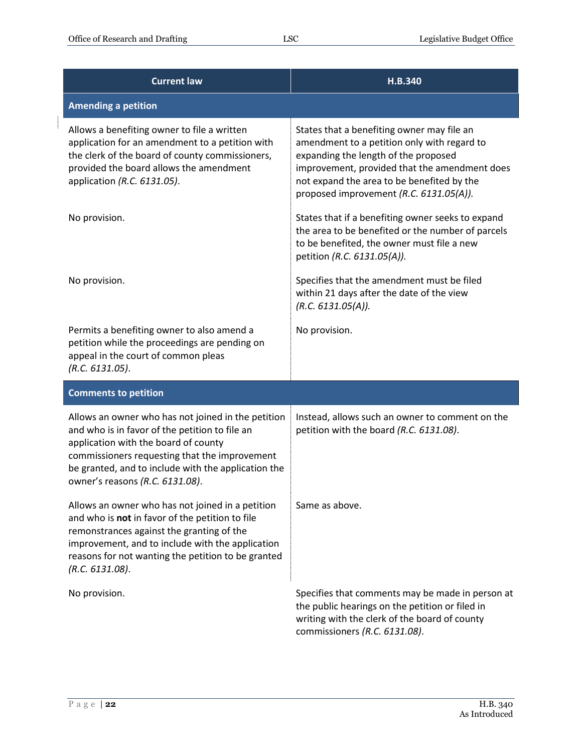| Current law | H.B.340 |
|---|---|
| **Amending a petition** | |
| Allows a benefiting owner to file a written application for an amendment to a petition with the clerk of the board of county commissioners, provided the board allows the amendment application *(R.C. 6131.05)*. | States that a benefiting owner may file an amendment to a petition only with regard to expanding the length of the proposed improvement, provided that the amendment does not expand the area to be benefited by the proposed improvement *(R.C. 6131.05(A))*. |
| No provision. | States that if a benefiting owner seeks to expand the area to be benefited or the number of parcels to be benefited, the owner must file a new petition *(R.C. 6131.05(A))*. |
| No provision. | Specifies that the amendment must be filed within 21 days after the date of the view *(R.C. 6131.05(A))*. |
| Permits a benefiting owner to also amend a petition while the proceedings are pending on appeal in the court of common pleas *(R.C. 6131.05)*. | No provision. |
| **Comments to petition** | |
| Allows an owner who has not joined in the petition and who is in favor of the petition to file an application with the board of county commissioners requesting that the improvement be granted, and to include with the application the owner's reasons *(R.C. 6131.08)*. | Instead, allows such an owner to comment on the petition with the board *(R.C. 6131.08)*. |
| Allows an owner who has not joined in a petition and who is **not** in favor of the petition to file remonstrances against the granting of the improvement, and to include with the application reasons for not wanting the petition to be granted *(R.C. 6131.08)*. | Same as above. |
| No provision. | Specifies that comments may be made in person at the public hearings on the petition or filed in writing with the clerk of the board of county commissioners *(R.C. 6131.08)*. |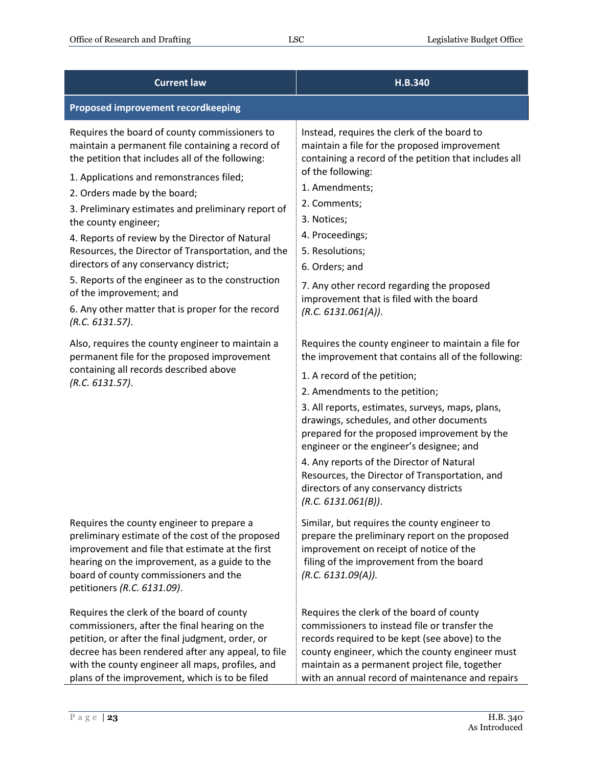| Current law | H.B.340 |
|---|---|
| **Proposed improvement recordkeeping** | |
| Requires the board of county commissioners to maintain a permanent file containing a record of the petition that includes all of the following:<br>1. Applications and remonstrances filed;<br>2. Orders made by the board;<br>3. Preliminary estimates and preliminary report of the county engineer;<br>4. Reports of review by the Director of Natural Resources, the Director of Transportation, and the directors of any conservancy district;<br>5. Reports of the engineer as to the construction of the improvement; and<br>6. Any other matter that is proper for the record *(R.C. 6131.57)*. | Instead, requires the clerk of the board to maintain a file for the proposed improvement containing a record of the petition that includes all of the following:<br>1. Amendments;<br>2. Comments;<br>3. Notices;<br>4. Proceedings;<br>5. Resolutions;<br>6. Orders; and<br>7. Any other record regarding the proposed improvement that is filed with the board *(R.C. 6131.061(A))*. |
| Also, requires the county engineer to maintain a permanent file for the proposed improvement containing all records described above *(R.C. 6131.57)*. | Requires the county engineer to maintain a file for the improvement that contains all of the following:<br>1. A record of the petition;<br>2. Amendments to the petition;<br>3. All reports, estimates, surveys, maps, plans, drawings, schedules, and other documents prepared for the proposed improvement by the engineer or the engineer's designee; and<br>4. Any reports of the Director of Natural Resources, the Director of Transportation, and directors of any conservancy districts *(R.C. 6131.061(B))*. |
| Requires the county engineer to prepare a preliminary estimate of the cost of the proposed improvement and file that estimate at the first hearing on the improvement, as a guide to the board of county commissioners and the petitioners *(R.C. 6131.09)*. | Similar, but requires the county engineer to prepare the preliminary report on the proposed improvement on receipt of notice of the filing of the improvement from the board *(R.C. 6131.09(A))*. |
| Requires the clerk of the board of county commissioners, after the final hearing on the petition, or after the final judgment, order, or decree has been rendered after any appeal, to file with the county engineer all maps, profiles, and plans of the improvement, which is to be filed | Requires the clerk of the board of county commissioners to instead file or transfer the records required to be kept (see above) to the county engineer, which the county engineer must maintain as a permanent project file, together with an annual record of maintenance and repairs |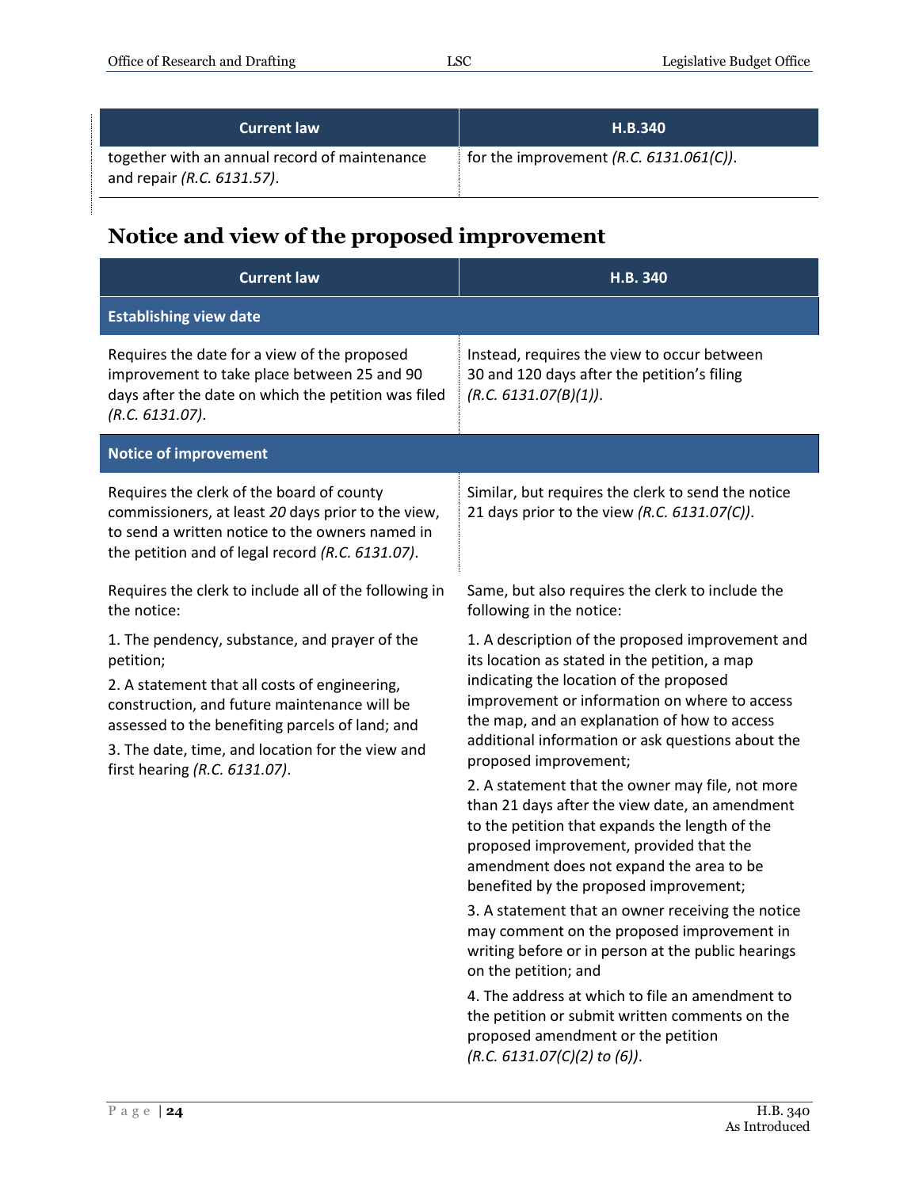| Current law | H.B.340 |
|---|---|
| together with an annual record of maintenance and repair *(R.C. 6131.57)*. | for the improvement *(R.C. 6131.061(C))*. |

## Notice and view of the proposed improvement

| Current law | H.B. 340 |
|---|---|
| **Establishing view date** | |
| Requires the date for a view of the proposed improvement to take place between 25 and 90 days after the date on which the petition was filed *(R.C. 6131.07)*. | Instead, requires the view to occur between 30 and 120 days after the petition's filing *(R.C. 6131.07(B)(1))*. |
| **Notice of improvement** | |
| Requires the clerk of the board of county commissioners, at least *20* days prior to the view, to send a written notice to the owners named in the petition and of legal record *(R.C. 6131.07)*. | Similar, but requires the clerk to send the notice 21 days prior to the view *(R.C. 6131.07(C))*. |
| Requires the clerk to include all of the following in the notice:<br><br>1. The pendency, substance, and prayer of the petition;<br><br>2. A statement that all costs of engineering, construction, and future maintenance will be assessed to the benefiting parcels of land; and<br><br>3. The date, time, and location for the view and first hearing *(R.C. 6131.07)*. | Same, but also requires the clerk to include the following in the notice:<br><br>1. A description of the proposed improvement and its location as stated in the petition, a map indicating the location of the proposed improvement or information on where to access the map, and an explanation of how to access additional information or ask questions about the proposed improvement;<br><br>2. A statement that the owner may file, not more than 21 days after the view date, an amendment to the petition that expands the length of the proposed improvement, provided that the amendment does not expand the area to be benefited by the proposed improvement;<br><br>3. A statement that an owner receiving the notice may comment on the proposed improvement in writing before or in person at the public hearings on the petition; and<br><br>4. The address at which to file an amendment to the petition or submit written comments on the proposed amendment or the petition *(R.C. 6131.07(C)(2) to (6))*. |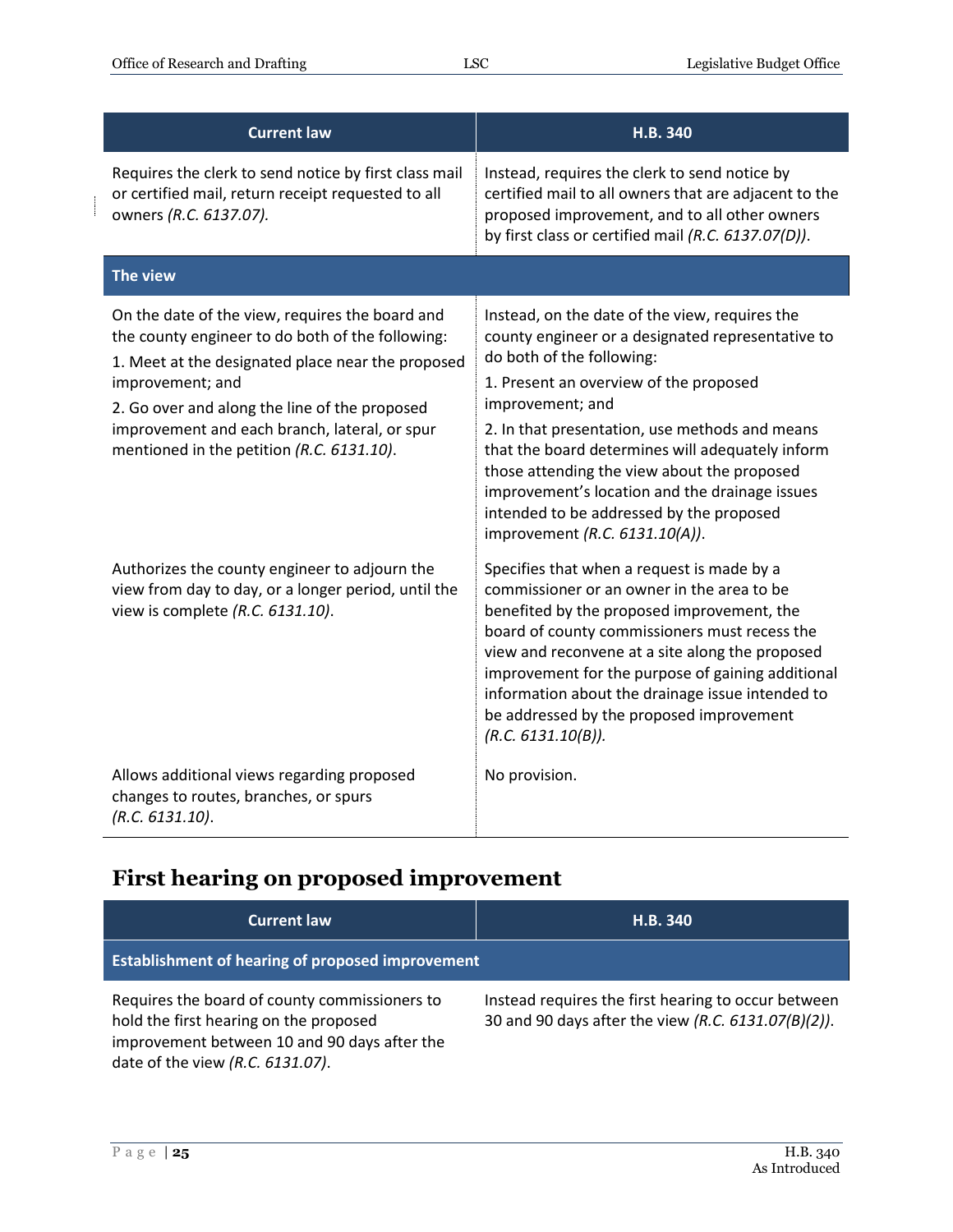| Current law | H.B. 340 |
|---|---|
| Requires the clerk to send notice by first class mail or certified mail, return receipt requested to all owners *(R.C. 6137.07)*. | Instead, requires the clerk to send notice by certified mail to all owners that are adjacent to the proposed improvement, and to all other owners by first class or certified mail *(R.C. 6137.07(D))*. |
| **The view** | |
| On the date of the view, requires the board and the county engineer to do both of the following:<br>1. Meet at the designated place near the proposed improvement; and<br>2. Go over and along the line of the proposed improvement and each branch, lateral, or spur mentioned in the petition *(R.C. 6131.10)*. | Instead, on the date of the view, requires the county engineer or a designated representative to do both of the following:<br>1. Present an overview of the proposed improvement; and<br>2. In that presentation, use methods and means that the board determines will adequately inform those attending the view about the proposed improvement's location and the drainage issues intended to be addressed by the proposed improvement *(R.C. 6131.10(A))*. |
| Authorizes the county engineer to adjourn the view from day to day, or a longer period, until the view is complete *(R.C. 6131.10)*. | Specifies that when a request is made by a commissioner or an owner in the area to be benefited by the proposed improvement, the board of county commissioners must recess the view and reconvene at a site along the proposed improvement for the purpose of gaining additional information about the drainage issue intended to be addressed by the proposed improvement *(R.C. 6131.10(B))*. |
| Allows additional views regarding proposed changes to routes, branches, or spurs *(R.C. 6131.10)*. | No provision. |

## First hearing on proposed improvement

| Current law | H.B. 340 |
|---|---|
| **Establishment of hearing of proposed improvement** | |
| Requires the board of county commissioners to hold the first hearing on the proposed improvement between 10 and 90 days after the date of the view *(R.C. 6131.07)*. | Instead requires the first hearing to occur between 30 and 90 days after the view *(R.C. 6131.07(B)(2))*. |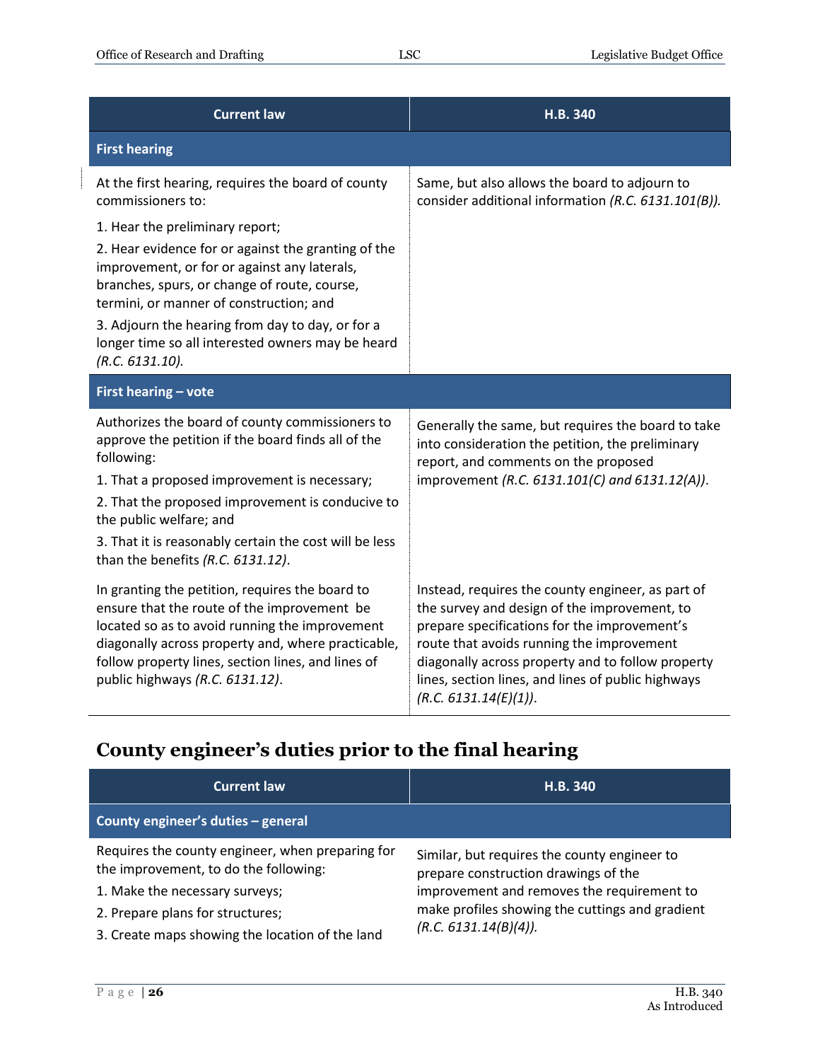| Current law | H.B. 340 |
|---|---|
| **First hearing** | |
| At the first hearing, requires the board of county commissioners to:<br>1. Hear the preliminary report;<br>2. Hear evidence for or against the granting of the improvement, or for or against any laterals, branches, spurs, or change of route, course, termini, or manner of construction; and<br>3. Adjourn the hearing from day to day, or for a longer time so all interested owners may be heard *(R.C. 6131.10)*. | Same, but also allows the board to adjourn to consider additional information *(R.C. 6131.101(B))*. |
| **First hearing – vote** | |
| Authorizes the board of county commissioners to approve the petition if the board finds all of the following:<br>1. That a proposed improvement is necessary;<br>2. That the proposed improvement is conducive to the public welfare; and<br>3. That it is reasonably certain the cost will be less than the benefits *(R.C. 6131.12)*. | Generally the same, but requires the board to take into consideration the petition, the preliminary report, and comments on the proposed improvement *(R.C. 6131.101(C) and 6131.12(A))*. |
| In granting the petition, requires the board to ensure that the route of the improvement be located so as to avoid running the improvement diagonally across property and, where practicable, follow property lines, section lines, and lines of public highways *(R.C. 6131.12)*. | Instead, requires the county engineer, as part of the survey and design of the improvement, to prepare specifications for the improvement's route that avoids running the improvement diagonally across property and to follow property lines, section lines, and lines of public highways *(R.C. 6131.14(E)(1))*. |

## County engineer's duties prior to the final hearing

| Current law | H.B. 340 |
|---|---|
| **County engineer's duties – general** | |
| Requires the county engineer, when preparing for the improvement, to do the following:<br>1. Make the necessary surveys;<br>2. Prepare plans for structures;<br>3. Create maps showing the location of the land | Similar, but requires the county engineer to prepare construction drawings of the improvement and removes the requirement to make profiles showing the cuttings and gradient *(R.C. 6131.14(B)(4))*. |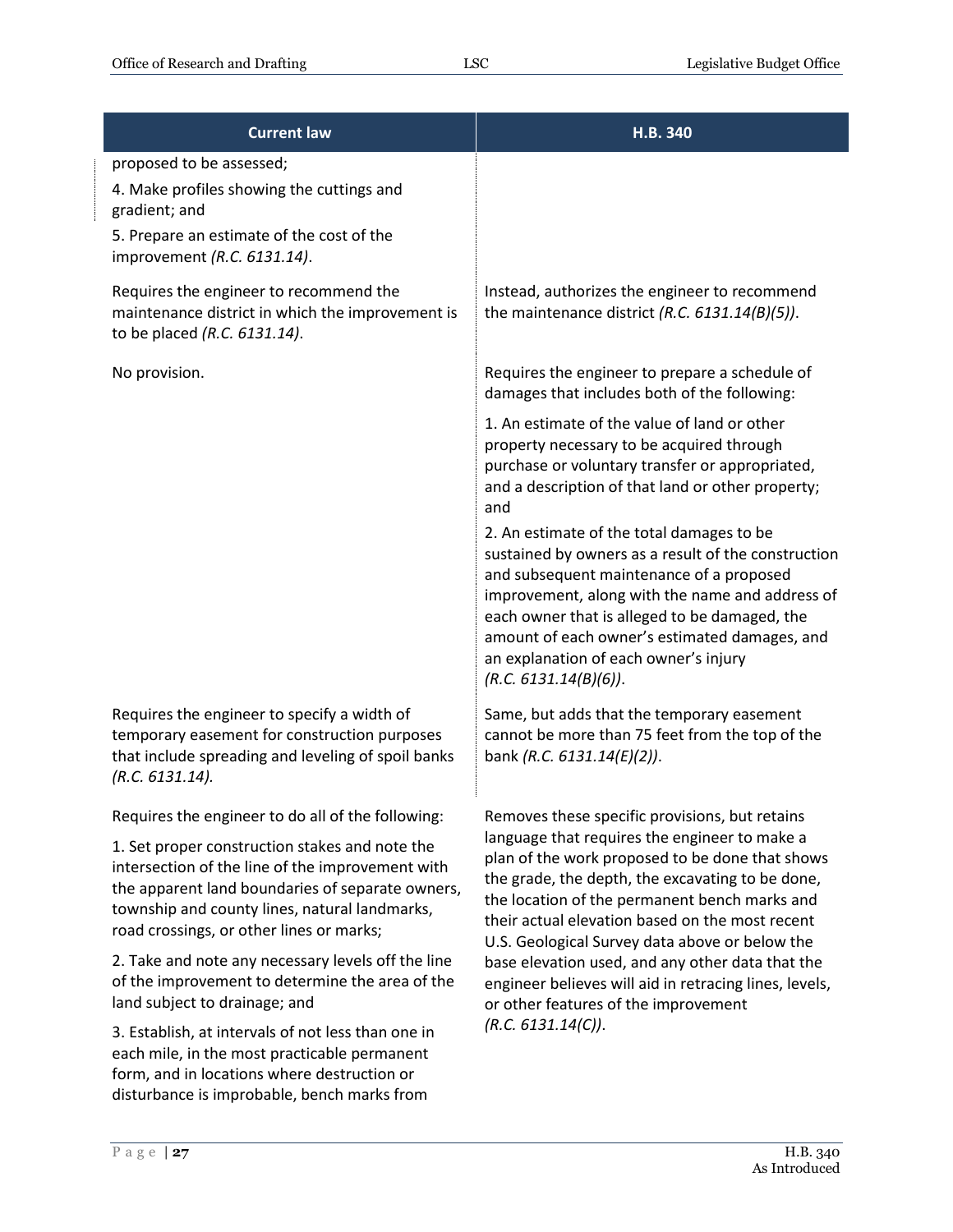| Current law | H.B. 340 |
|---|---|
| proposed to be assessed;<br><br>4. Make profiles showing the cuttings and gradient; and<br><br>5. Prepare an estimate of the cost of the improvement *(R.C. 6131.14)*. | |
| Requires the engineer to recommend the maintenance district in which the improvement is to be placed *(R.C. 6131.14)*. | Instead, authorizes the engineer to recommend the maintenance district *(R.C. 6131.14(B)(5))*. |
| No provision. | Requires the engineer to prepare a schedule of damages that includes both of the following:<br><br>1. An estimate of the value of land or other property necessary to be acquired through purchase or voluntary transfer or appropriated, and a description of that land or other property; and<br><br>2. An estimate of the total damages to be sustained by owners as a result of the construction and subsequent maintenance of a proposed improvement, along with the name and address of each owner that is alleged to be damaged, the amount of each owner's estimated damages, and an explanation of each owner's injury *(R.C. 6131.14(B)(6))*. |
| Requires the engineer to specify a width of temporary easement for construction purposes that include spreading and leveling of spoil banks *(R.C. 6131.14).* | Same, but adds that the temporary easement cannot be more than 75 feet from the top of the bank *(R.C. 6131.14(E)(2))*. |
| Requires the engineer to do all of the following:<br><br>1. Set proper construction stakes and note the intersection of the line of the improvement with the apparent land boundaries of separate owners, township and county lines, natural landmarks, road crossings, or other lines or marks;<br><br>2. Take and note any necessary levels off the line of the improvement to determine the area of the land subject to drainage; and<br><br>3. Establish, at intervals of not less than one in each mile, in the most practicable permanent form, and in locations where destruction or disturbance is improbable, bench marks from | Removes these specific provisions, but retains language that requires the engineer to make a plan of the work proposed to be done that shows the grade, the depth, the excavating to be done, the location of the permanent bench marks and their actual elevation based on the most recent U.S. Geological Survey data above or below the base elevation used, and any other data that the engineer believes will aid in retracing lines, levels, or other features of the improvement *(R.C. 6131.14(C))*. |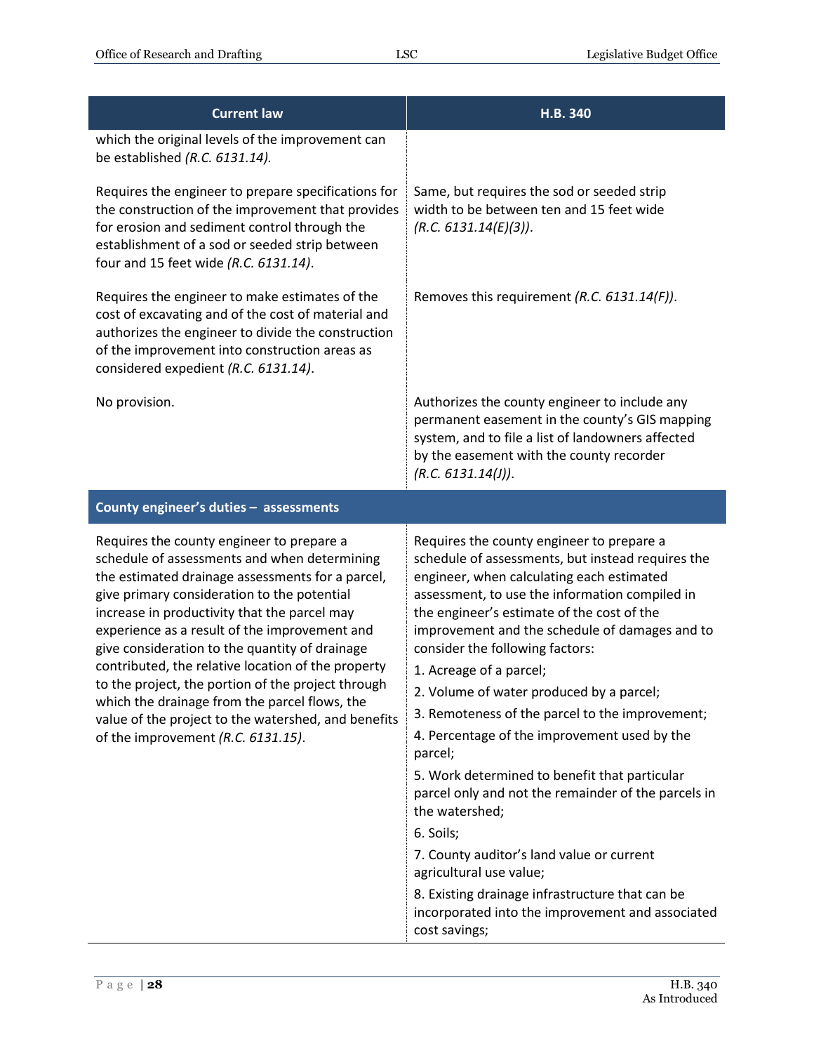| Current law | H.B. 340 |
|---|---|
| which the original levels of the improvement can be established *(R.C. 6131.14).* | |
| Requires the engineer to prepare specifications for the construction of the improvement that provides for erosion and sediment control through the establishment of a sod or seeded strip between four and 15 feet wide *(R.C. 6131.14)*. | Same, but requires the sod or seeded strip width to be between ten and 15 feet wide *(R.C. 6131.14(E)(3))*. |
| Requires the engineer to make estimates of the cost of excavating and of the cost of material and authorizes the engineer to divide the construction of the improvement into construction areas as considered expedient *(R.C. 6131.14)*. | Removes this requirement *(R.C. 6131.14(F))*. |
| No provision. | Authorizes the county engineer to include any permanent easement in the county's GIS mapping system, and to file a list of landowners affected by the easement with the county recorder *(R.C. 6131.14(J))*. |
| **County engineer's duties – assessments** | |
| Requires the county engineer to prepare a schedule of assessments and when determining the estimated drainage assessments for a parcel, give primary consideration to the potential increase in productivity that the parcel may experience as a result of the improvement and give consideration to the quantity of drainage contributed, the relative location of the property to the project, the portion of the project through which the drainage from the parcel flows, the value of the project to the watershed, and benefits of the improvement *(R.C. 6131.15)*. | Requires the county engineer to prepare a schedule of assessments, but instead requires the engineer, when calculating each estimated assessment, to use the information compiled in the engineer's estimate of the cost of the improvement and the schedule of damages and to consider the following factors:<br>1. Acreage of a parcel;<br>2. Volume of water produced by a parcel;<br>3. Remoteness of the parcel to the improvement;<br>4. Percentage of the improvement used by the parcel;<br>5. Work determined to benefit that particular parcel only and not the remainder of the parcels in the watershed;<br>6. Soils;<br>7. County auditor's land value or current agricultural use value;<br>8. Existing drainage infrastructure that can be incorporated into the improvement and associated cost savings; |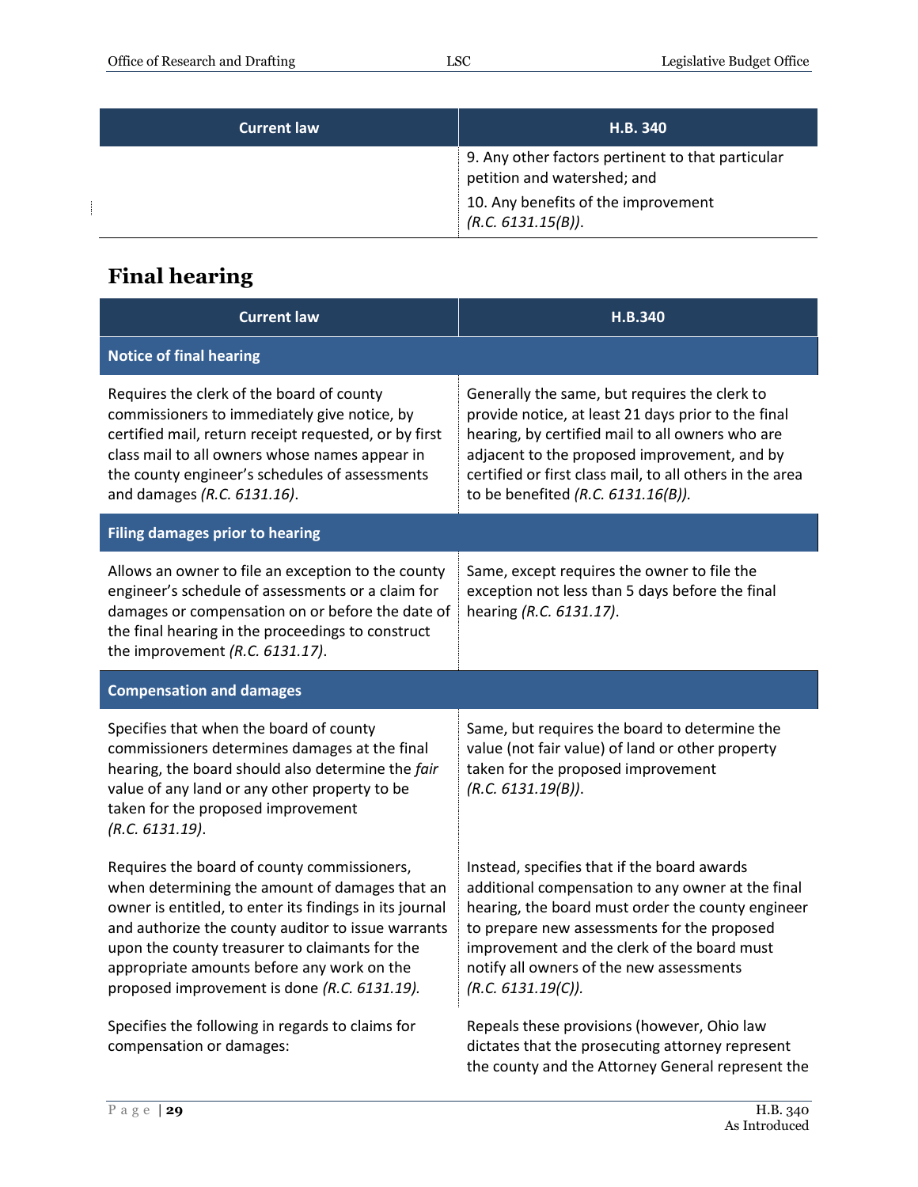| Current law | H.B. 340 |
|---|---|
| | 9. Any other factors pertinent to that particular petition and watershed; and<br>10. Any benefits of the improvement *(R.C. 6131.15(B))*. |

## Final hearing

| Current law | H.B.340 |
|---|---|
| **Notice of final hearing** | |
| Requires the clerk of the board of county commissioners to immediately give notice, by certified mail, return receipt requested, or by first class mail to all owners whose names appear in the county engineer's schedules of assessments and damages *(R.C. 6131.16)*. | Generally the same, but requires the clerk to provide notice, at least 21 days prior to the final hearing, by certified mail to all owners who are adjacent to the proposed improvement, and by certified or first class mail, to all others in the area to be benefited *(R.C. 6131.16(B))*. |
| **Filing damages prior to hearing** | |
| Allows an owner to file an exception to the county engineer's schedule of assessments or a claim for damages or compensation on or before the date of the final hearing in the proceedings to construct the improvement *(R.C. 6131.17)*. | Same, except requires the owner to file the exception not less than 5 days before the final hearing *(R.C. 6131.17)*. |
| **Compensation and damages** | |
| Specifies that when the board of county commissioners determines damages at the final hearing, the board should also determine the *fair* value of any land or any other property to be taken for the proposed improvement *(R.C. 6131.19)*. | Same, but requires the board to determine the value (not fair value) of land or other property taken for the proposed improvement *(R.C. 6131.19(B))*. |
| Requires the board of county commissioners, when determining the amount of damages that an owner is entitled, to enter its findings in its journal and authorize the county auditor to issue warrants upon the county treasurer to claimants for the appropriate amounts before any work on the proposed improvement is done *(R.C. 6131.19)*. | Instead, specifies that if the board awards additional compensation to any owner at the final hearing, the board must order the county engineer to prepare new assessments for the proposed improvement and the clerk of the board must notify all owners of the new assessments *(R.C. 6131.19(C))*. |
| Specifies the following in regards to claims for compensation or damages: | Repeals these provisions (however, Ohio law dictates that the prosecuting attorney represent the county and the Attorney General represent the |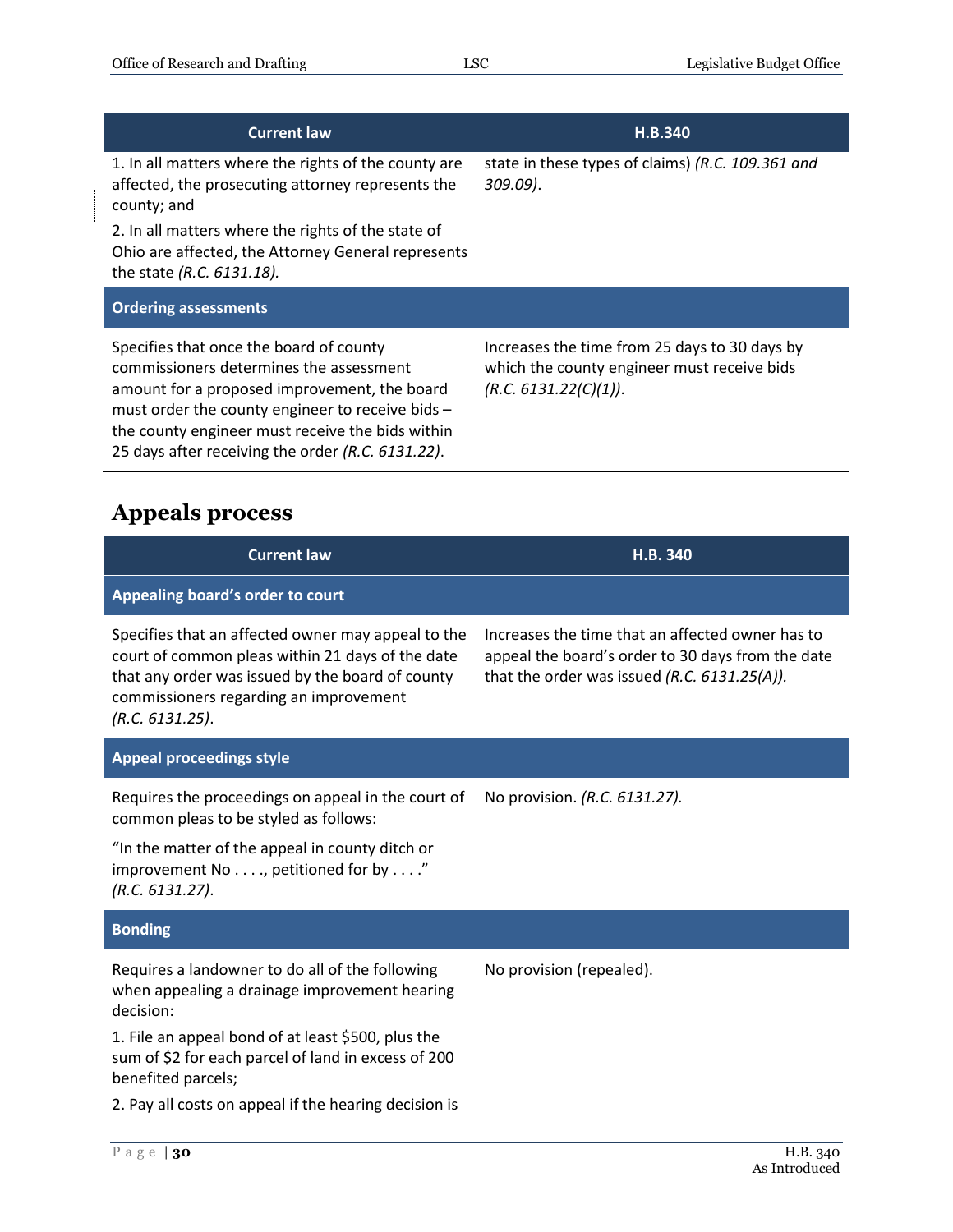| Current law | H.B.340 |
|---|---|
| 1. In all matters where the rights of the county are affected, the prosecuting attorney represents the county; and<br>2. In all matters where the rights of the state of Ohio are affected, the Attorney General represents the state *(R.C. 6131.18).* | state in these types of claims) *(R.C. 109.361 and 309.09)*. |
| **Ordering assessments** | |
| Specifies that once the board of county commissioners determines the assessment amount for a proposed improvement, the board must order the county engineer to receive bids – the county engineer must receive the bids within 25 days after receiving the order *(R.C. 6131.22)*. | Increases the time from 25 days to 30 days by which the county engineer must receive bids *(R.C. 6131.22(C)(1))*. |

## Appeals process

| Current law | H.B. 340 |
|---|---|
| **Appealing board's order to court** | |
| Specifies that an affected owner may appeal to the court of common pleas within 21 days of the date that any order was issued by the board of county commissioners regarding an improvement *(R.C. 6131.25)*. | Increases the time that an affected owner has to appeal the board's order to 30 days from the date that the order was issued *(R.C. 6131.25(A)).* |
| **Appeal proceedings style** | |
| Requires the proceedings on appeal in the court of common pleas to be styled as follows:<br>"In the matter of the appeal in county ditch or improvement No . . . ., petitioned for by . . . ." *(R.C. 6131.27)*. | No provision. *(R.C. 6131.27).* |
| **Bonding** | |
| Requires a landowner to do all of the following when appealing a drainage improvement hearing decision:<br>1. File an appeal bond of at least $500, plus the sum of $2 for each parcel of land in excess of 200 benefited parcels;<br>2. Pay all costs on appeal if the hearing decision is | No provision (repealed). |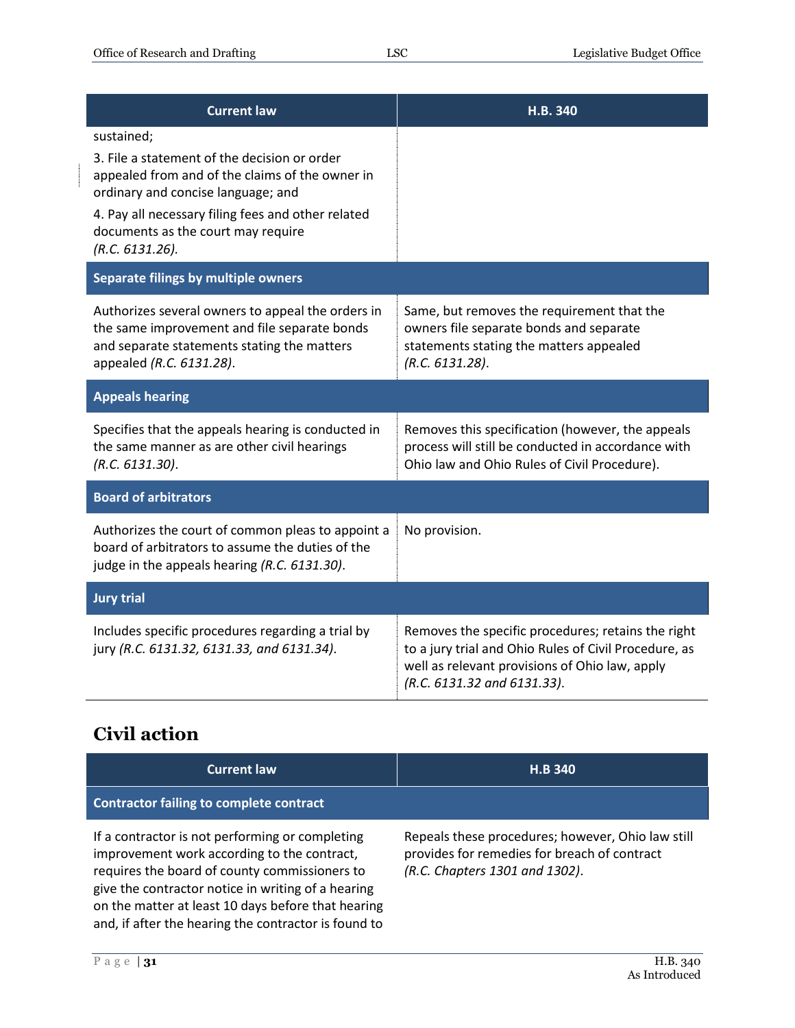| Current law | H.B. 340 |
|---|---|
| sustained;<br>3. File a statement of the decision or order appealed from and of the claims of the owner in ordinary and concise language; and<br>4. Pay all necessary filing fees and other related documents as the court may require *(R.C. 6131.26).* | |
| **Separate filings by multiple owners** | |
| Authorizes several owners to appeal the orders in the same improvement and file separate bonds and separate statements stating the matters appealed *(R.C. 6131.28)*. | Same, but removes the requirement that the owners file separate bonds and separate statements stating the matters appealed *(R.C. 6131.28)*. |
| **Appeals hearing** | |
| Specifies that the appeals hearing is conducted in the same manner as are other civil hearings *(R.C. 6131.30)*. | Removes this specification (however, the appeals process will still be conducted in accordance with Ohio law and Ohio Rules of Civil Procedure). |
| **Board of arbitrators** | |
| Authorizes the court of common pleas to appoint a board of arbitrators to assume the duties of the judge in the appeals hearing *(R.C. 6131.30)*. | No provision. |
| **Jury trial** | |
| Includes specific procedures regarding a trial by jury *(R.C. 6131.32, 6131.33, and 6131.34)*. | Removes the specific procedures; retains the right to a jury trial and Ohio Rules of Civil Procedure, as well as relevant provisions of Ohio law, apply *(R.C. 6131.32 and 6131.33)*. |

## Civil action

| Current law | H.B 340 |
|---|---|
| **Contractor failing to complete contract** | |
| If a contractor is not performing or completing improvement work according to the contract, requires the board of county commissioners to give the contractor notice in writing of a hearing on the matter at least 10 days before that hearing and, if after the hearing the contractor is found to | Repeals these procedures; however, Ohio law still provides for remedies for breach of contract *(R.C. Chapters 1301 and 1302)*. |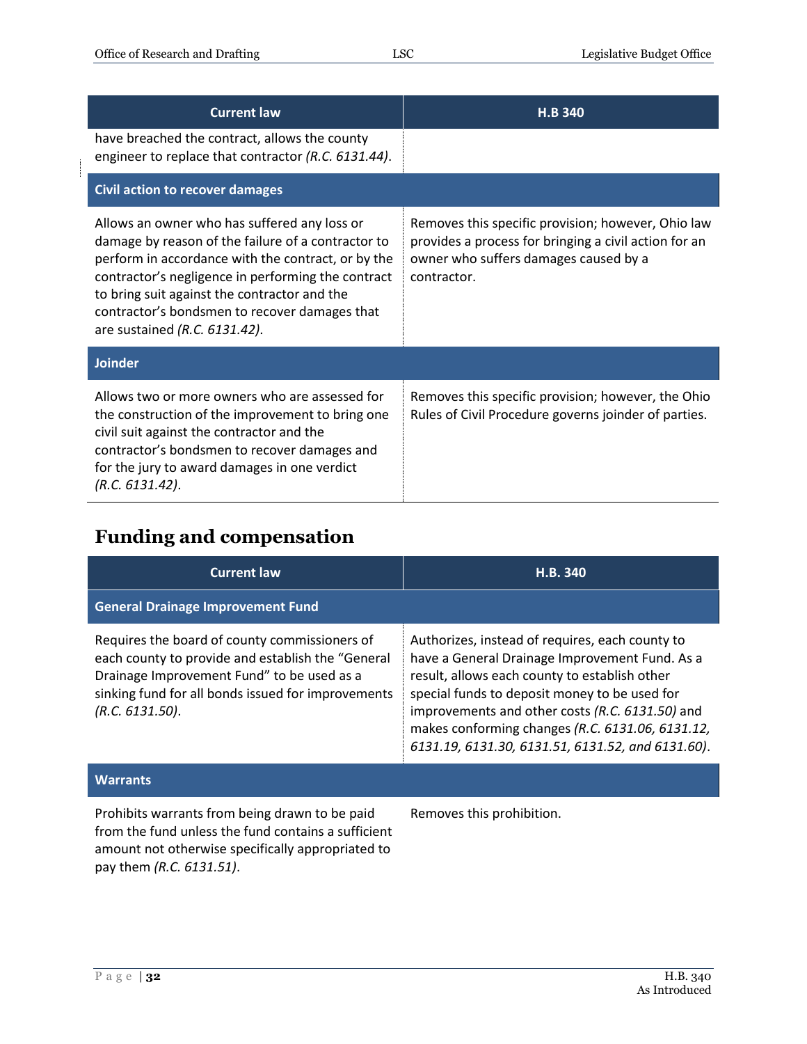| Current law | H.B 340 |
| --- | --- |
| have breached the contract, allows the county engineer to replace that contractor *(R.C. 6131.44)*. | |
| **Civil action to recover damages** | |
| Allows an owner who has suffered any loss or damage by reason of the failure of a contractor to perform in accordance with the contract, or by the contractor's negligence in performing the contract to bring suit against the contractor and the contractor's bondsmen to recover damages that are sustained *(R.C. 6131.42)*. | Removes this specific provision; however, Ohio law provides a process for bringing a civil action for an owner who suffers damages caused by a contractor. |
| **Joinder** | |
| Allows two or more owners who are assessed for the construction of the improvement to bring one civil suit against the contractor and the contractor's bondsmen to recover damages and for the jury to award damages in one verdict *(R.C. 6131.42)*. | Removes this specific provision; however, the Ohio Rules of Civil Procedure governs joinder of parties. |

## Funding and compensation

| Current law | H.B. 340 |
| --- | --- |
| **General Drainage Improvement Fund** | |
| Requires the board of county commissioners of each county to provide and establish the "General Drainage Improvement Fund" to be used as a sinking fund for all bonds issued for improvements *(R.C. 6131.50)*. | Authorizes, instead of requires, each county to have a General Drainage Improvement Fund. As a result, allows each county to establish other special funds to deposit money to be used for improvements and other costs *(R.C. 6131.50)* and makes conforming changes *(R.C. 6131.06, 6131.12, 6131.19, 6131.30, 6131.51, 6131.52, and 6131.60)*. |
| **Warrants** | |
| Prohibits warrants from being drawn to be paid from the fund unless the fund contains a sufficient amount not otherwise specifically appropriated to pay them *(R.C. 6131.51)*. | Removes this prohibition. |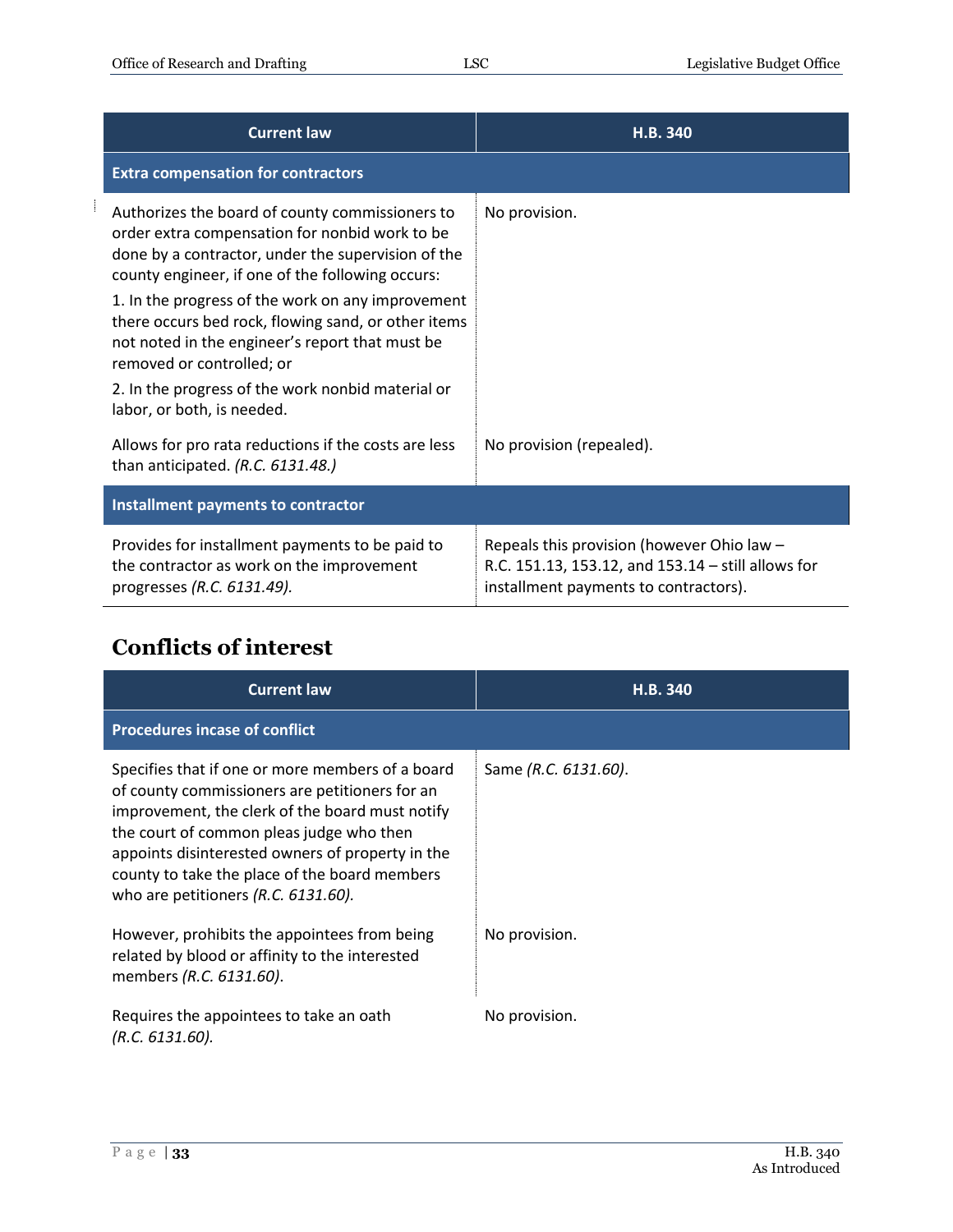| Current law | H.B. 340 |
|---|---|
| **Extra compensation for contractors** | |
| Authorizes the board of county commissioners to order extra compensation for nonbid work to be done by a contractor, under the supervision of the county engineer, if one of the following occurs:<br>1. In the progress of the work on any improvement there occurs bed rock, flowing sand, or other items not noted in the engineer's report that must be removed or controlled; or<br>2. In the progress of the work nonbid material or labor, or both, is needed. | No provision. |
| Allows for pro rata reductions if the costs are less than anticipated. *(R.C. 6131.48.)* | No provision (repealed). |
| **Installment payments to contractor** | |
| Provides for installment payments to be paid to the contractor as work on the improvement progresses *(R.C. 6131.49).* | Repeals this provision (however Ohio law – R.C. 151.13, 153.12, and 153.14 – still allows for installment payments to contractors). |

## Conflicts of interest

| Current law | H.B. 340 |
|---|---|
| **Procedures incase of conflict** | |
| Specifies that if one or more members of a board of county commissioners are petitioners for an improvement, the clerk of the board must notify the court of common pleas judge who then appoints disinterested owners of property in the county to take the place of the board members who are petitioners *(R.C. 6131.60).* | Same *(R.C. 6131.60)*. |
| However, prohibits the appointees from being related by blood or affinity to the interested members *(R.C. 6131.60)*. | No provision. |
| Requires the appointees to take an oath *(R.C. 6131.60).* | No provision. |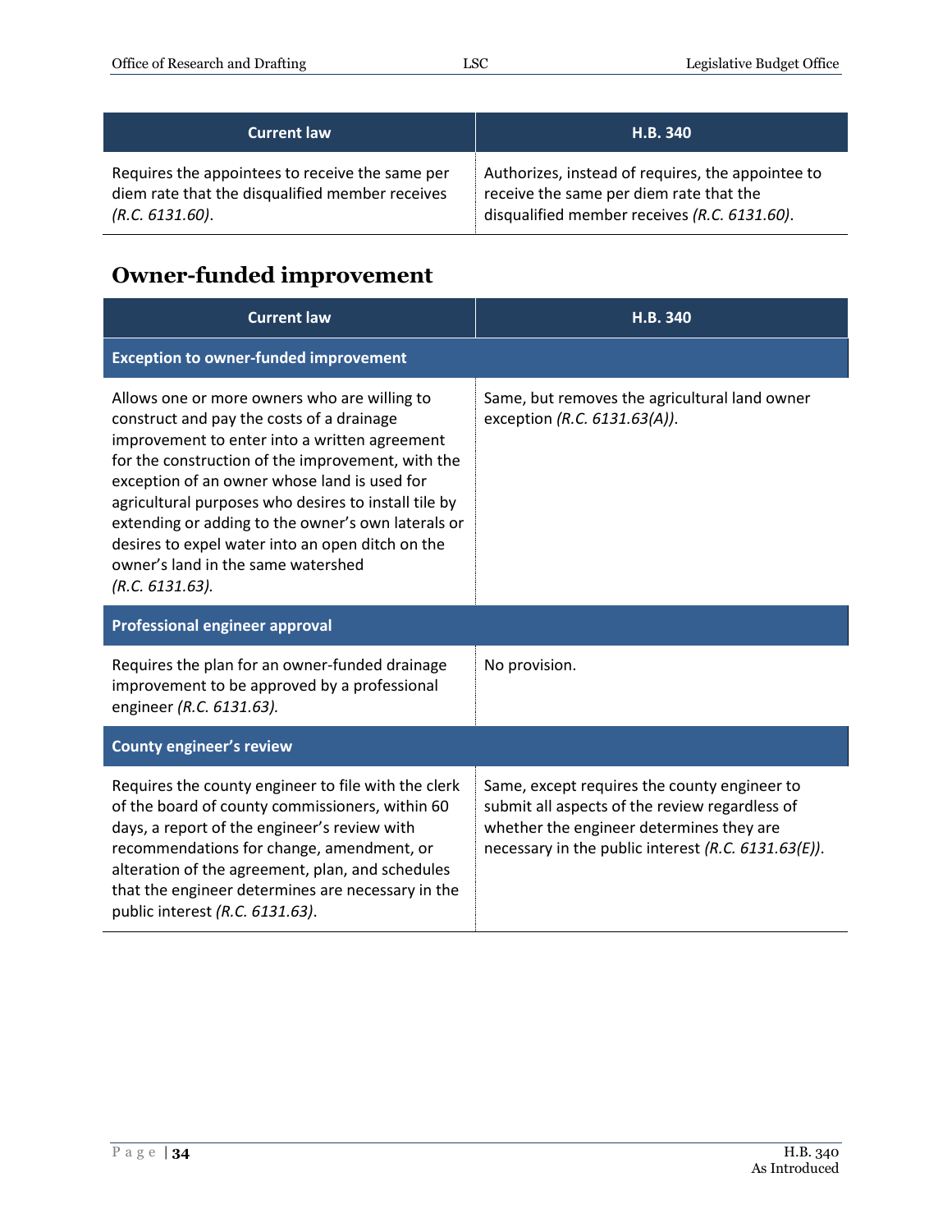| Current law | H.B. 340 |
|---|---|
| Requires the appointees to receive the same per diem rate that the disqualified member receives *(R.C. 6131.60)*. | Authorizes, instead of requires, the appointee to receive the same per diem rate that the disqualified member receives *(R.C. 6131.60)*. |

## Owner-funded improvement

| Current law | H.B. 340 |
|---|---|
| **Exception to owner-funded improvement** | |
| Allows one or more owners who are willing to construct and pay the costs of a drainage improvement to enter into a written agreement for the construction of the improvement, with the exception of an owner whose land is used for agricultural purposes who desires to install tile by extending or adding to the owner's own laterals or desires to expel water into an open ditch on the owner's land in the same watershed *(R.C. 6131.63).* | Same, but removes the agricultural land owner exception *(R.C. 6131.63(A))*. |
| **Professional engineer approval** | |
| Requires the plan for an owner-funded drainage improvement to be approved by a professional engineer *(R.C. 6131.63).* | No provision. |
| **County engineer's review** | |
| Requires the county engineer to file with the clerk of the board of county commissioners, within 60 days, a report of the engineer's review with recommendations for change, amendment, or alteration of the agreement, plan, and schedules that the engineer determines are necessary in the public interest *(R.C. 6131.63)*. | Same, except requires the county engineer to submit all aspects of the review regardless of whether the engineer determines they are necessary in the public interest *(R.C. 6131.63(E))*. |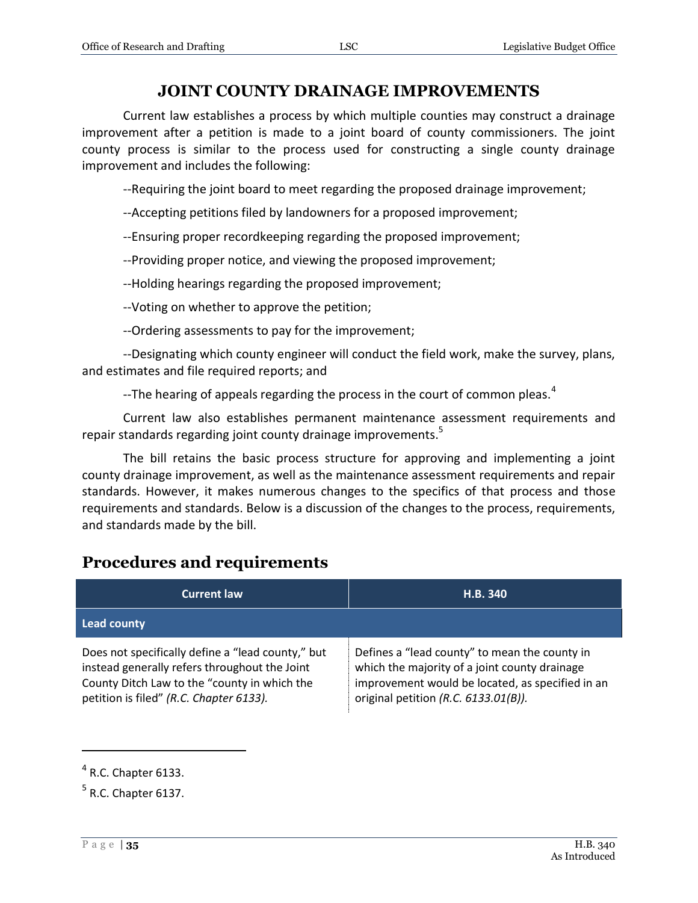# JOINT COUNTY DRAINAGE IMPROVEMENTS

Current law establishes a process by which multiple counties may construct a drainage improvement after a petition is made to a joint board of county commissioners. The joint county process is similar to the process used for constructing a single county drainage improvement and includes the following:

--Requiring the joint board to meet regarding the proposed drainage improvement;

--Accepting petitions filed by landowners for a proposed improvement;

--Ensuring proper recordkeeping regarding the proposed improvement;

--Providing proper notice, and viewing the proposed improvement;

--Holding hearings regarding the proposed improvement;

--Voting on whether to approve the petition;

--Ordering assessments to pay for the improvement;

--Designating which county engineer will conduct the field work, make the survey, plans, and estimates and file required reports; and

--The hearing of appeals regarding the process in the court of common pleas.[4]

Current law also establishes permanent maintenance assessment requirements and repair standards regarding joint county drainage improvements.[5]

The bill retains the basic process structure for approving and implementing a joint county drainage improvement, as well as the maintenance assessment requirements and repair standards. However, it makes numerous changes to the specifics of that process and those requirements and standards. Below is a discussion of the changes to the process, requirements, and standards made by the bill.

## Procedures and requirements

| Current law | H.B. 340 |
|---|---|
| **Lead county** | |
| Does not specifically define a "lead county," but instead generally refers throughout the Joint County Ditch Law to the "county in which the petition is filed" *(R.C. Chapter 6133).* | Defines a "lead county" to mean the county in which the majority of a joint county drainage improvement would be located, as specified in an original petition *(R.C. 6133.01(B)).* |

---

[4] R.C. Chapter 6133.

[5] R.C. Chapter 6137.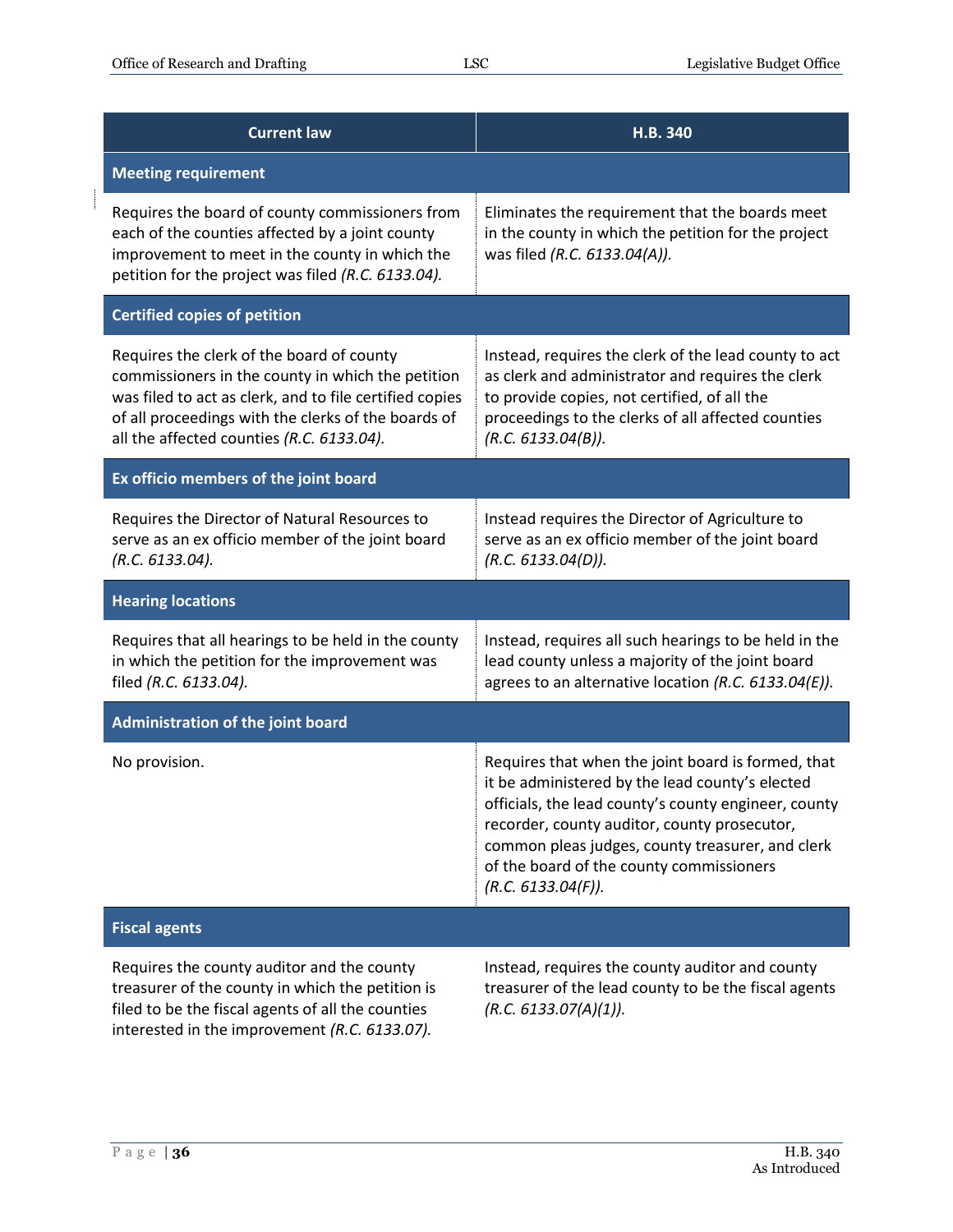| Current law | H.B. 340 |
|---|---|
| **Meeting requirement** | |
| Requires the board of county commissioners from each of the counties affected by a joint county improvement to meet in the county in which the petition for the project was filed *(R.C. 6133.04).* | Eliminates the requirement that the boards meet in the county in which the petition for the project was filed *(R.C. 6133.04(A)).* |
| **Certified copies of petition** | |
| Requires the clerk of the board of county commissioners in the county in which the petition was filed to act as clerk, and to file certified copies of all proceedings with the clerks of the boards of all the affected counties *(R.C. 6133.04).* | Instead, requires the clerk of the lead county to act as clerk and administrator and requires the clerk to provide copies, not certified, of all the proceedings to the clerks of all affected counties *(R.C. 6133.04(B)).* |
| **Ex officio members of the joint board** | |
| Requires the Director of Natural Resources to serve as an ex officio member of the joint board *(R.C. 6133.04).* | Instead requires the Director of Agriculture to serve as an ex officio member of the joint board *(R.C. 6133.04(D)).* |
| **Hearing locations** | |
| Requires that all hearings to be held in the county in which the petition for the improvement was filed *(R.C. 6133.04).* | Instead, requires all such hearings to be held in the lead county unless a majority of the joint board agrees to an alternative location *(R.C. 6133.04(E)).* |
| **Administration of the joint board** | |
| No provision. | Requires that when the joint board is formed, that it be administered by the lead county's elected officials, the lead county's county engineer, county recorder, county auditor, county prosecutor, common pleas judges, county treasurer, and clerk of the board of the county commissioners *(R.C. 6133.04(F)).* |
| **Fiscal agents** | |
| Requires the county auditor and the county treasurer of the county in which the petition is filed to be the fiscal agents of all the counties interested in the improvement *(R.C. 6133.07).* | Instead, requires the county auditor and county treasurer of the lead county to be the fiscal agents *(R.C. 6133.07(A)(1)).* |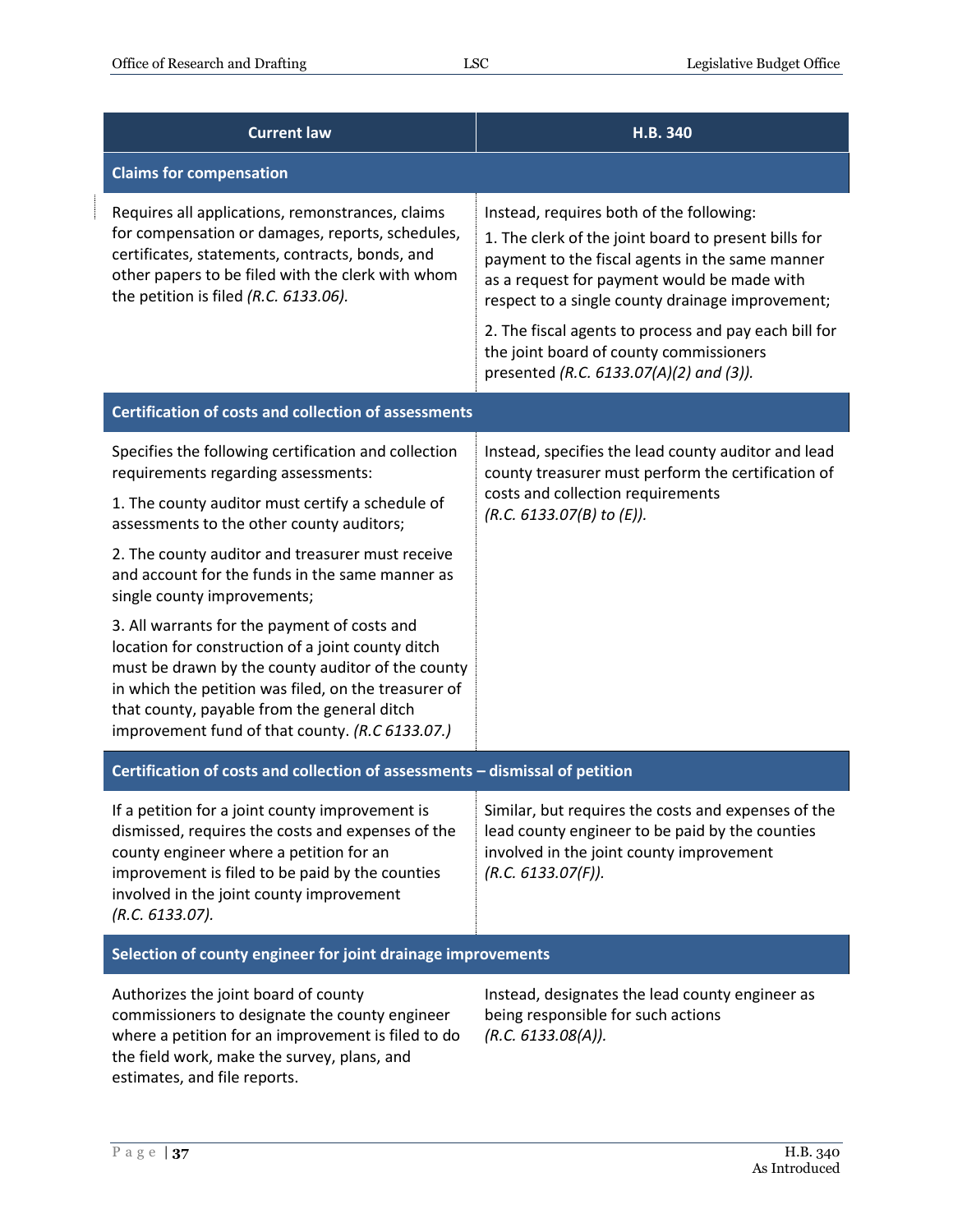| Current law | H.B. 340 |
|---|---|
| **Claims for compensation** | |
| Requires all applications, remonstrances, claims for compensation or damages, reports, schedules, certificates, statements, contracts, bonds, and other papers to be filed with the clerk with whom the petition is filed *(R.C. 6133.06).* | Instead, requires both of the following:<br>1. The clerk of the joint board to present bills for payment to the fiscal agents in the same manner as a request for payment would be made with respect to a single county drainage improvement;<br>2. The fiscal agents to process and pay each bill for the joint board of county commissioners presented *(R.C. 6133.07(A)(2) and (3)).* |
| **Certification of costs and collection of assessments** | |
| Specifies the following certification and collection requirements regarding assessments:<br>1. The county auditor must certify a schedule of assessments to the other county auditors;<br>2. The county auditor and treasurer must receive and account for the funds in the same manner as single county improvements;<br>3. All warrants for the payment of costs and location for construction of a joint county ditch must be drawn by the county auditor of the county in which the petition was filed, on the treasurer of that county, payable from the general ditch improvement fund of that county. *(R.C 6133.07.)* | Instead, specifies the lead county auditor and lead county treasurer must perform the certification of costs and collection requirements *(R.C. 6133.07(B) to (E)).* |
| **Certification of costs and collection of assessments – dismissal of petition** | |
| If a petition for a joint county improvement is dismissed, requires the costs and expenses of the county engineer where a petition for an improvement is filed to be paid by the counties involved in the joint county improvement *(R.C. 6133.07).* | Similar, but requires the costs and expenses of the lead county engineer to be paid by the counties involved in the joint county improvement *(R.C. 6133.07(F)).* |
| **Selection of county engineer for joint drainage improvements** | |
| Authorizes the joint board of county commissioners to designate the county engineer where a petition for an improvement is filed to do the field work, make the survey, plans, and estimates, and file reports. | Instead, designates the lead county engineer as being responsible for such actions *(R.C. 6133.08(A)).* |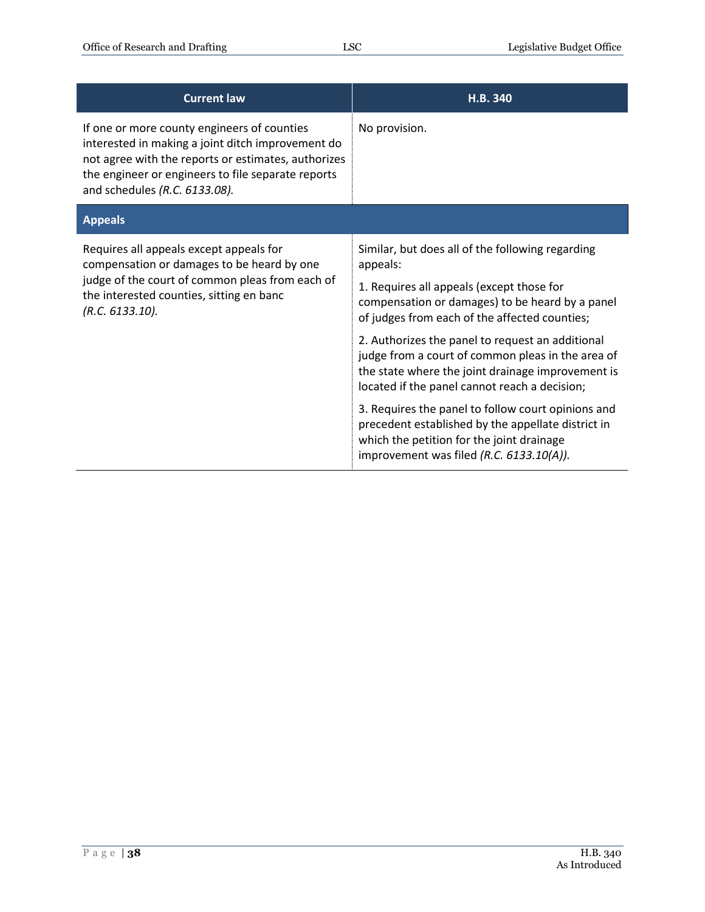| Current law | H.B. 340 |
| --- | --- |
| If one or more county engineers of counties interested in making a joint ditch improvement do not agree with the reports or estimates, authorizes the engineer or engineers to file separate reports and schedules *(R.C. 6133.08).* | No provision. |
| **Appeals** | |
| Requires all appeals except appeals for compensation or damages to be heard by one judge of the court of common pleas from each of the interested counties, sitting en banc *(R.C. 6133.10).* | Similar, but does all of the following regarding appeals:<br><br>1. Requires all appeals (except those for compensation or damages) to be heard by a panel of judges from each of the affected counties;<br><br>2. Authorizes the panel to request an additional judge from a court of common pleas in the area of the state where the joint drainage improvement is located if the panel cannot reach a decision;<br><br>3. Requires the panel to follow court opinions and precedent established by the appellate district in which the petition for the joint drainage improvement was filed *(R.C. 6133.10(A)).* |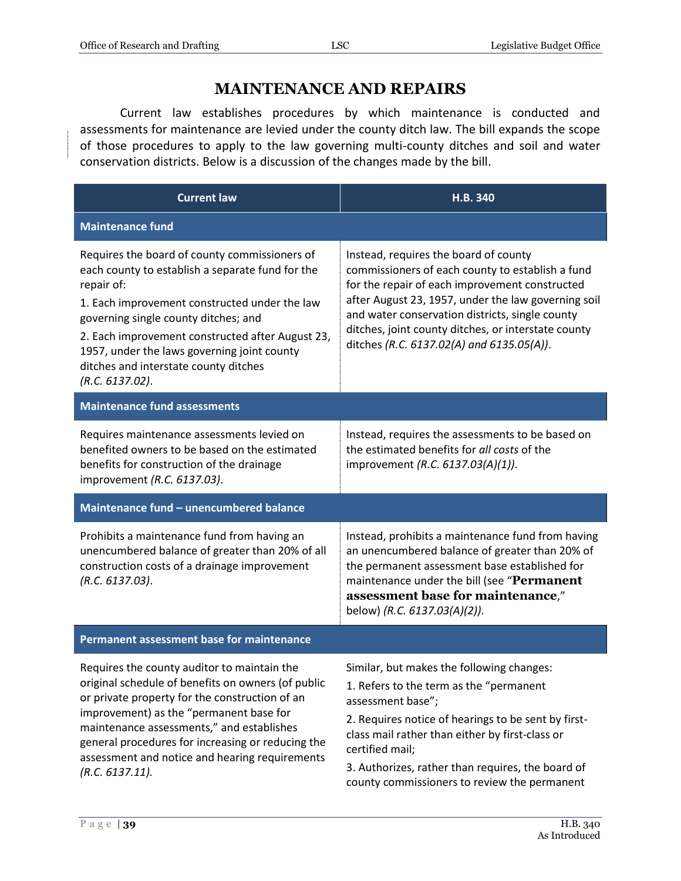# MAINTENANCE AND REPAIRS

Current law establishes procedures by which maintenance is conducted and assessments for maintenance are levied under the county ditch law. The bill expands the scope of those procedures to apply to the law governing multi-county ditches and soil and water conservation districts. Below is a discussion of the changes made by the bill.

| Current law | H.B. 340 |
|---|---|
| **Maintenance fund** | |
| Requires the board of county commissioners of each county to establish a separate fund for the repair of:<br>1. Each improvement constructed under the law governing single county ditches; and<br>2. Each improvement constructed after August 23, 1957, under the laws governing joint county ditches and interstate county ditches *(R.C. 6137.02)*. | Instead, requires the board of county commissioners of each county to establish a fund for the repair of each improvement constructed after August 23, 1957, under the law governing soil and water conservation districts, single county ditches, joint county ditches, or interstate county ditches *(R.C. 6137.02(A) and 6135.05(A))*. |
| **Maintenance fund assessments** | |
| Requires maintenance assessments levied on benefited owners to be based on the estimated benefits for construction of the drainage improvement *(R.C. 6137.03)*. | Instead, requires the assessments to be based on the estimated benefits for *all costs* of the improvement *(R.C. 6137.03(A)(1))*. |
| **Maintenance fund – unencumbered balance** | |
| Prohibits a maintenance fund from having an unencumbered balance of greater than 20% of all construction costs of a drainage improvement *(R.C. 6137.03)*. | Instead, prohibits a maintenance fund from having an unencumbered balance of greater than 20% of the permanent assessment base established for maintenance under the bill (see "**Permanent assessment base for maintenance**," below) *(R.C. 6137.03(A)(2))*. |
| **Permanent assessment base for maintenance** | |
| Requires the county auditor to maintain the original schedule of benefits on owners (of public or private property for the construction of an improvement) as the "permanent base for maintenance assessments," and establishes general procedures for increasing or reducing the assessment and notice and hearing requirements *(R.C. 6137.11).* | Similar, but makes the following changes:<br>1. Refers to the term as the "permanent assessment base";<br>2. Requires notice of hearings to be sent by first-class mail rather than either by first-class or certified mail;<br>3. Authorizes, rather than requires, the board of county commissioners to review the permanent |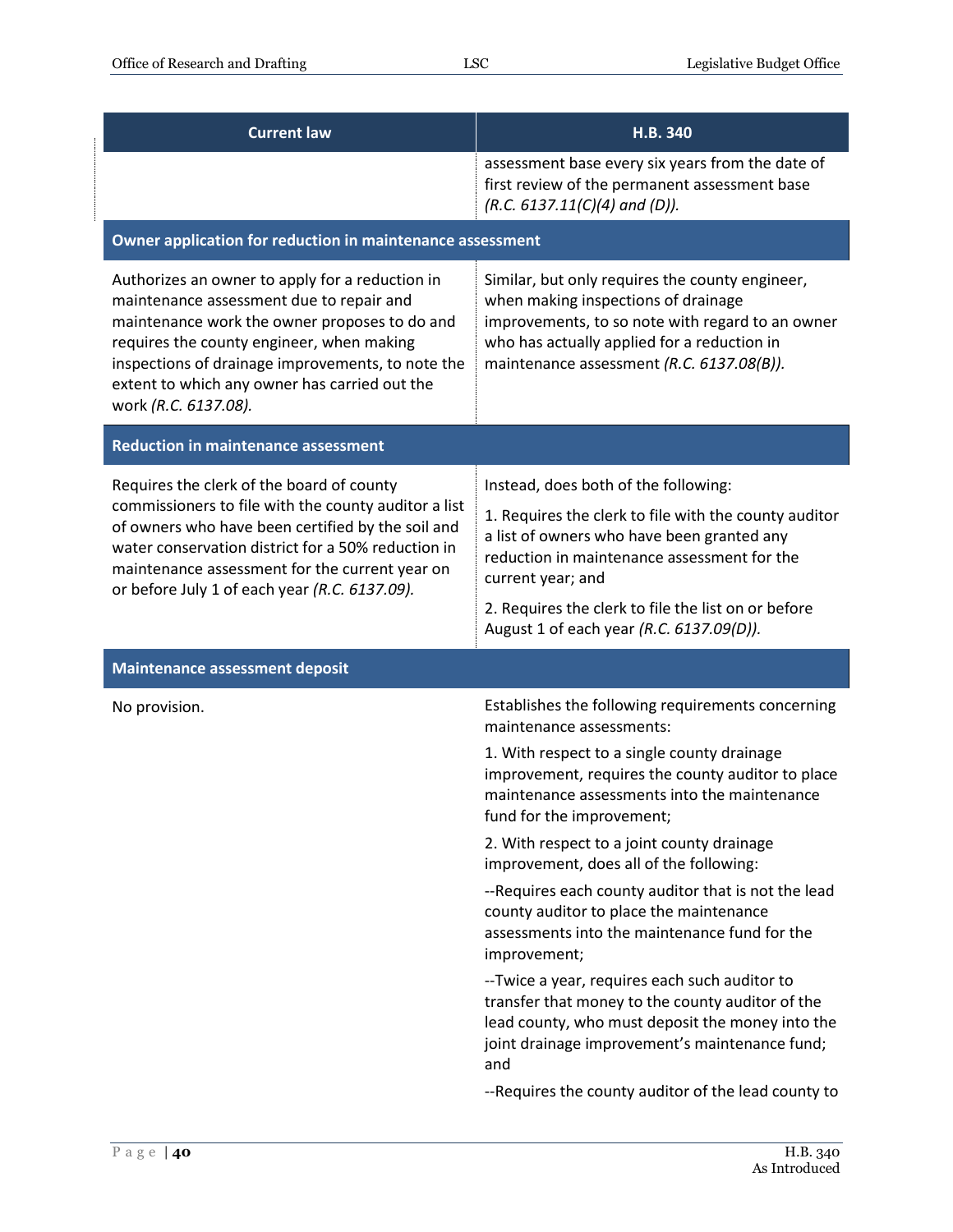| Current law | H.B. 340 |
|---|---|
| | assessment base every six years from the date of first review of the permanent assessment base *(R.C. 6137.11(C)(4) and (D))*. |
| **Owner application for reduction in maintenance assessment** | |
| Authorizes an owner to apply for a reduction in maintenance assessment due to repair and maintenance work the owner proposes to do and requires the county engineer, when making inspections of drainage improvements, to note the extent to which any owner has carried out the work *(R.C. 6137.08)*. | Similar, but only requires the county engineer, when making inspections of drainage improvements, to so note with regard to an owner who has actually applied for a reduction in maintenance assessment *(R.C. 6137.08(B))*. |
| **Reduction in maintenance assessment** | |
| Requires the clerk of the board of county commissioners to file with the county auditor a list of owners who have been certified by the soil and water conservation district for a 50% reduction in maintenance assessment for the current year on or before July 1 of each year *(R.C. 6137.09)*. | Instead, does both of the following:<br><br>1. Requires the clerk to file with the county auditor a list of owners who have been granted any reduction in maintenance assessment for the current year; and<br><br>2. Requires the clerk to file the list on or before August 1 of each year *(R.C. 6137.09(D))*. |
| **Maintenance assessment deposit** | |
| No provision. | Establishes the following requirements concerning maintenance assessments:<br><br>1. With respect to a single county drainage improvement, requires the county auditor to place maintenance assessments into the maintenance fund for the improvement;<br><br>2. With respect to a joint county drainage improvement, does all of the following:<br><br>--Requires each county auditor that is not the lead county auditor to place the maintenance assessments into the maintenance fund for the improvement;<br><br>--Twice a year, requires each such auditor to transfer that money to the county auditor of the lead county, who must deposit the money into the joint drainage improvement's maintenance fund; and<br><br>--Requires the county auditor of the lead county to |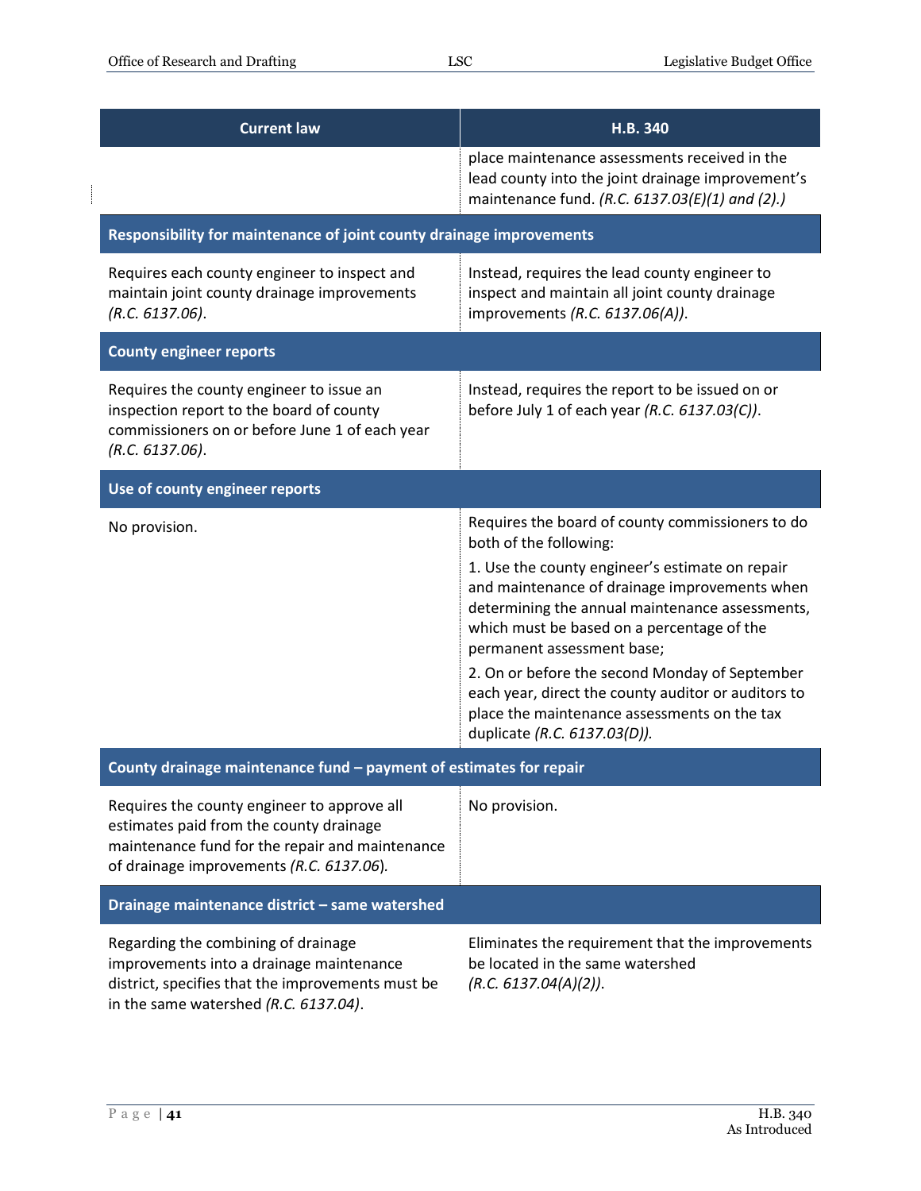| Current law | H.B. 340 |
|---|---|
| | place maintenance assessments received in the lead county into the joint drainage improvement's maintenance fund. *(R.C. 6137.03(E)(1) and (2).)* |
| **Responsibility for maintenance of joint county drainage improvements** | |
| Requires each county engineer to inspect and maintain joint county drainage improvements *(R.C. 6137.06)*. | Instead, requires the lead county engineer to inspect and maintain all joint county drainage improvements *(R.C. 6137.06(A))*. |
| **County engineer reports** | |
| Requires the county engineer to issue an inspection report to the board of county commissioners on or before June 1 of each year *(R.C. 6137.06)*. | Instead, requires the report to be issued on or before July 1 of each year *(R.C. 6137.03(C))*. |
| **Use of county engineer reports** | |
| No provision. | Requires the board of county commissioners to do both of the following:<br>1. Use the county engineer's estimate on repair and maintenance of drainage improvements when determining the annual maintenance assessments, which must be based on a percentage of the permanent assessment base;<br>2. On or before the second Monday of September each year, direct the county auditor or auditors to place the maintenance assessments on the tax duplicate *(R.C. 6137.03(D))*. |
| **County drainage maintenance fund – payment of estimates for repair** | |
| Requires the county engineer to approve all estimates paid from the county drainage maintenance fund for the repair and maintenance of drainage improvements *(R.C. 6137.06)*. | No provision. |
| **Drainage maintenance district – same watershed** | |
| Regarding the combining of drainage improvements into a drainage maintenance district, specifies that the improvements must be in the same watershed *(R.C. 6137.04)*. | Eliminates the requirement that the improvements be located in the same watershed *(R.C. 6137.04(A)(2))*. |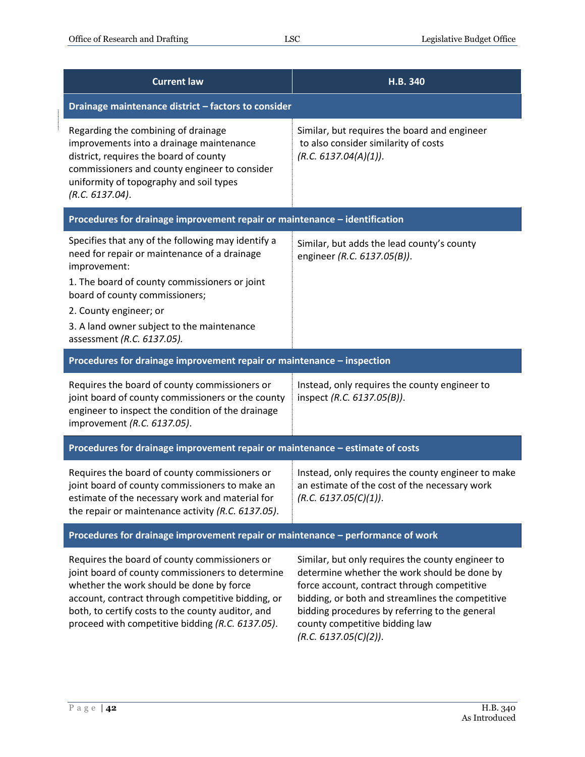| Current law | H.B. 340 |
|---|---|
| **Drainage maintenance district – factors to consider** | |
| Regarding the combining of drainage improvements into a drainage maintenance district, requires the board of county commissioners and county engineer to consider uniformity of topography and soil types *(R.C. 6137.04)*. | Similar, but requires the board and engineer to also consider similarity of costs *(R.C. 6137.04(A)(1))*. |
| **Procedures for drainage improvement repair or maintenance – identification** | |
| Specifies that any of the following may identify a need for repair or maintenance of a drainage improvement:<br>1. The board of county commissioners or joint board of county commissioners;<br>2. County engineer; or<br>3. A land owner subject to the maintenance assessment *(R.C. 6137.05)*. | Similar, but adds the lead county's county engineer *(R.C. 6137.05(B))*. |
| **Procedures for drainage improvement repair or maintenance – inspection** | |
| Requires the board of county commissioners or joint board of county commissioners or the county engineer to inspect the condition of the drainage improvement *(R.C. 6137.05)*. | Instead, only requires the county engineer to inspect *(R.C. 6137.05(B))*. |
| **Procedures for drainage improvement repair or maintenance – estimate of costs** | |
| Requires the board of county commissioners or joint board of county commissioners to make an estimate of the necessary work and material for the repair or maintenance activity *(R.C. 6137.05)*. | Instead, only requires the county engineer to make an estimate of the cost of the necessary work *(R.C. 6137.05(C)(1))*. |
| **Procedures for drainage improvement repair or maintenance – performance of work** | |
| Requires the board of county commissioners or joint board of county commissioners to determine whether the work should be done by force account, contract through competitive bidding, or both, to certify costs to the county auditor, and proceed with competitive bidding *(R.C. 6137.05)*. | Similar, but only requires the county engineer to determine whether the work should be done by force account, contract through competitive bidding, or both and streamlines the competitive bidding procedures by referring to the general county competitive bidding law *(R.C. 6137.05(C)(2))*. |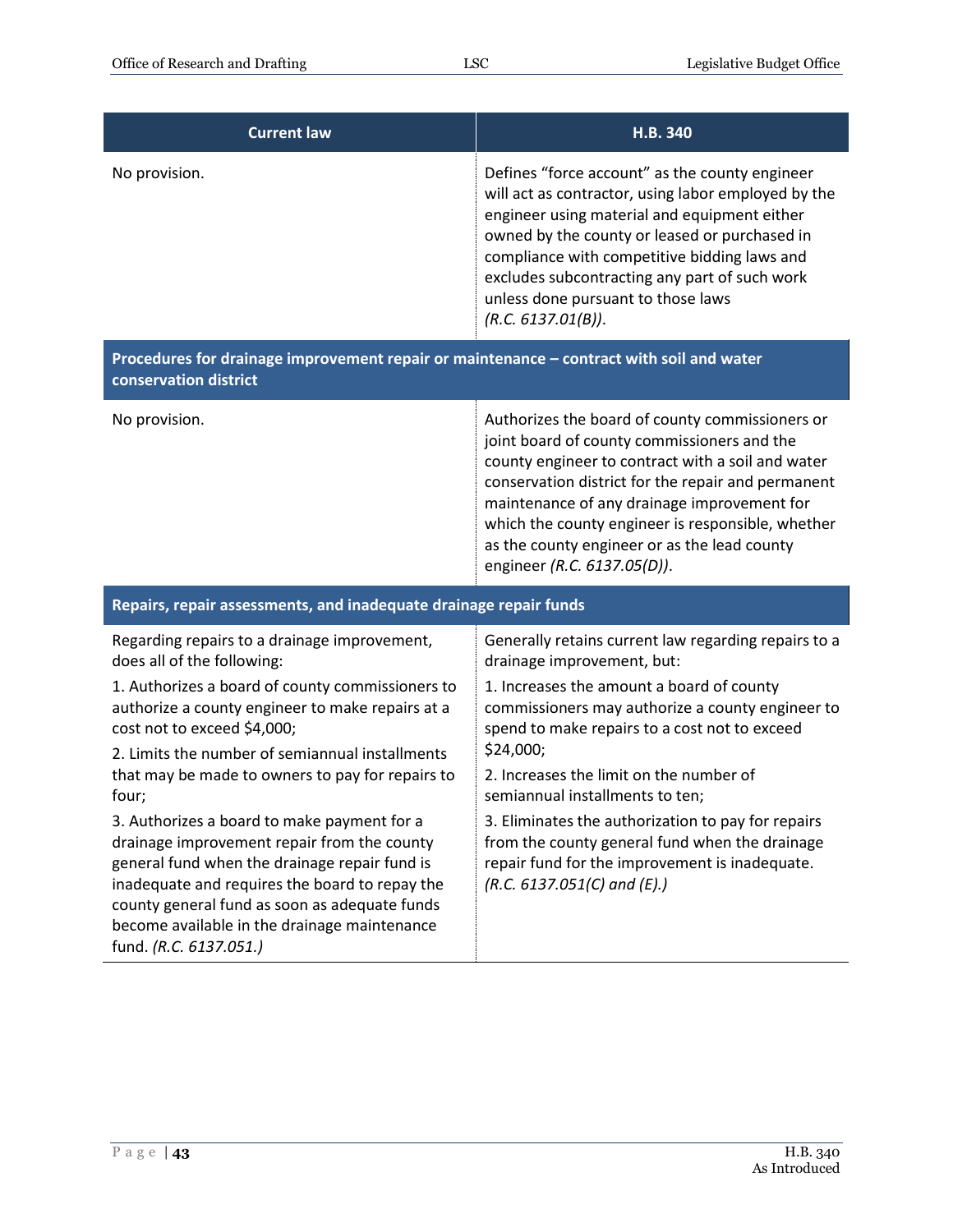| Current law | H.B. 340 |
|---|---|
| No provision. | Defines "force account" as the county engineer will act as contractor, using labor employed by the engineer using material and equipment either owned by the county or leased or purchased in compliance with competitive bidding laws and excludes subcontracting any part of such work unless done pursuant to those laws *(R.C. 6137.01(B))*. |
| **Procedures for drainage improvement repair or maintenance – contract with soil and water conservation district** | |
| No provision. | Authorizes the board of county commissioners or joint board of county commissioners and the county engineer to contract with a soil and water conservation district for the repair and permanent maintenance of any drainage improvement for which the county engineer is responsible, whether as the county engineer or as the lead county engineer *(R.C. 6137.05(D))*. |
| **Repairs, repair assessments, and inadequate drainage repair funds** | |
| Regarding repairs to a drainage improvement, does all of the following:<br>1. Authorizes a board of county commissioners to authorize a county engineer to make repairs at a cost not to exceed $4,000;<br>2. Limits the number of semiannual installments that may be made to owners to pay for repairs to four;<br>3. Authorizes a board to make payment for a drainage improvement repair from the county general fund when the drainage repair fund is inadequate and requires the board to repay the county general fund as soon as adequate funds become available in the drainage maintenance fund. *(R.C. 6137.051.)* | Generally retains current law regarding repairs to a drainage improvement, but:<br>1. Increases the amount a board of county commissioners may authorize a county engineer to spend to make repairs to a cost not to exceed $24,000;<br>2. Increases the limit on the number of semiannual installments to ten;<br>3. Eliminates the authorization to pay for repairs from the county general fund when the drainage repair fund for the improvement is inadequate. *(R.C. 6137.051(C) and (E).)* |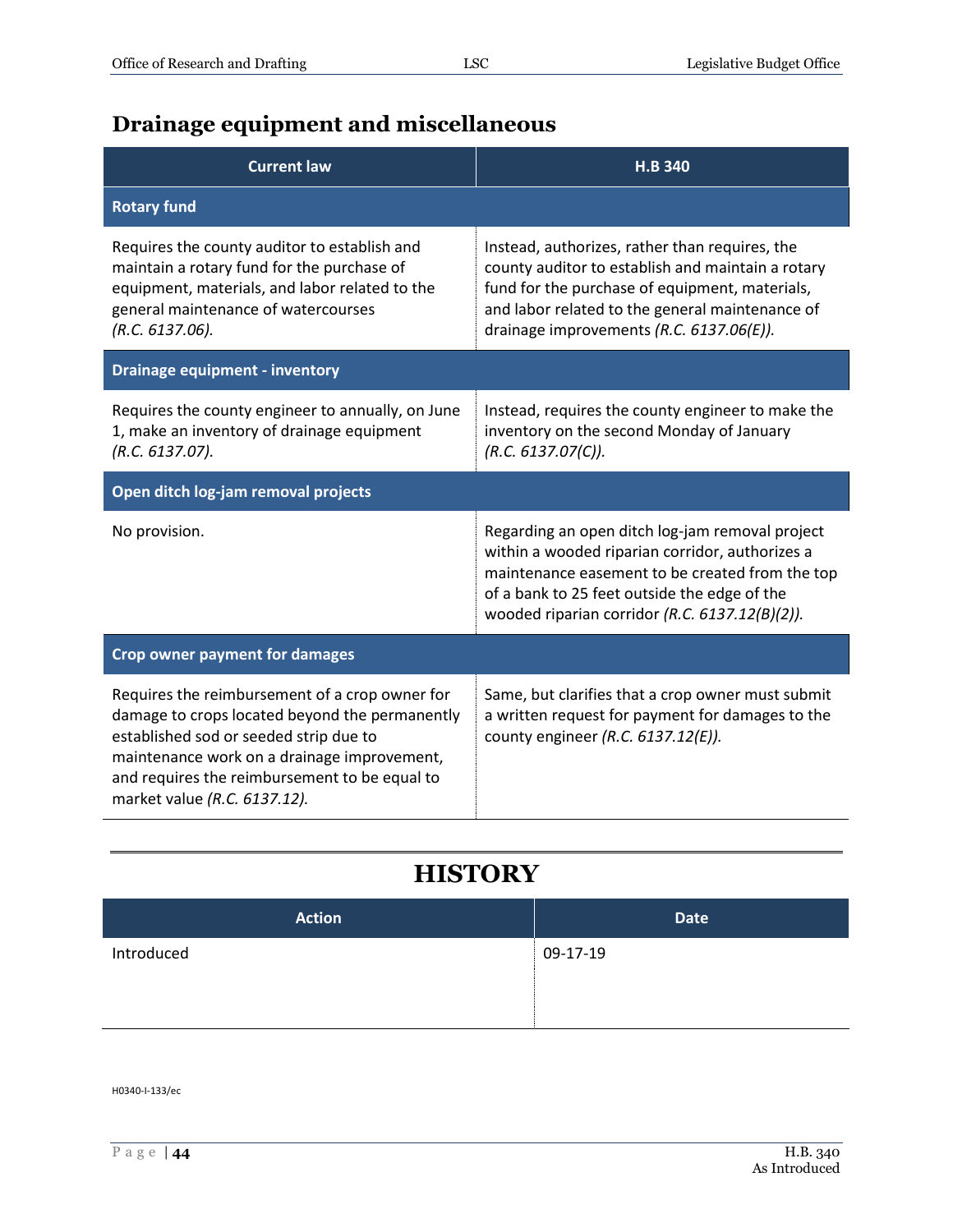## Drainage equipment and miscellaneous

| Current law | H.B 340 |
| --- | --- |
| **Rotary fund** | |
| Requires the county auditor to establish and maintain a rotary fund for the purchase of equipment, materials, and labor related to the general maintenance of watercourses *(R.C. 6137.06).* | Instead, authorizes, rather than requires, the county auditor to establish and maintain a rotary fund for the purchase of equipment, materials, and labor related to the general maintenance of drainage improvements *(R.C. 6137.06(E)).* |
| **Drainage equipment - inventory** | |
| Requires the county engineer to annually, on June 1, make an inventory of drainage equipment *(R.C. 6137.07).* | Instead, requires the county engineer to make the inventory on the second Monday of January *(R.C. 6137.07(C)).* |
| **Open ditch log-jam removal projects** | |
| No provision. | Regarding an open ditch log-jam removal project within a wooded riparian corridor, authorizes a maintenance easement to be created from the top of a bank to 25 feet outside the edge of the wooded riparian corridor *(R.C. 6137.12(B)(2)).* |
| **Crop owner payment for damages** | |
| Requires the reimbursement of a crop owner for damage to crops located beyond the permanently established sod or seeded strip due to maintenance work on a drainage improvement, and requires the reimbursement to be equal to market value *(R.C. 6137.12).* | Same, but clarifies that a crop owner must submit a written request for payment for damages to the county engineer *(R.C. 6137.12(E)).* |

# HISTORY

| Action | Date |
| --- | --- |
| Introduced | 09-17-19 |

H0340-I-133/ec